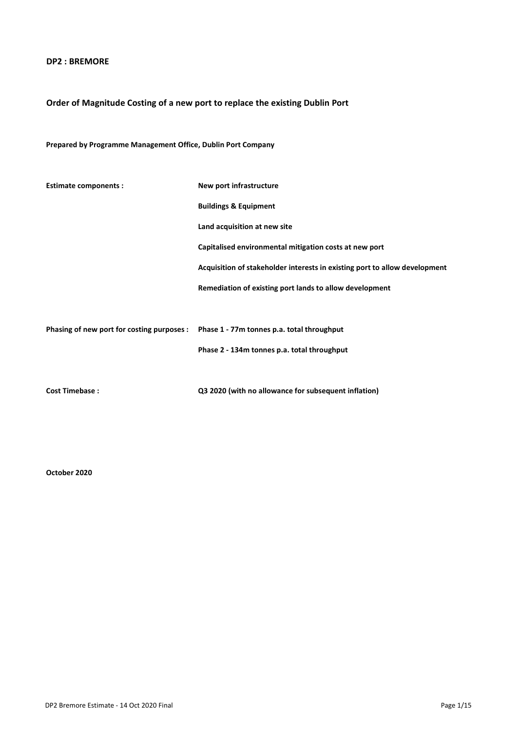**DP2 : BREMORE**

**Order of Magnitude Costing of a new port to replace the existing Dublin Port**

**Prepared by Programme Management Office, Dublin Port Company**

| | |
|---|---|
| **Estimate components :** | **New port infrastructure** |
| | **Buildings & Equipment** |
| | **Land acquisition at new site** |
| | **Capitalised environmental mitigation costs at new port** |
| | **Acquisition of stakeholder interests in existing port to allow development** |
| | **Remediation of existing port lands to allow development** |
| **Phasing of new port for costing purposes :** | **Phase 1 - 77m tonnes p.a. total throughput** |
| | **Phase 2 - 134m tonnes p.a. total throughput** |
| **Cost Timebase :** | **Q3 2020 (with no allowance for subsequent inflation)** |

**October 2020**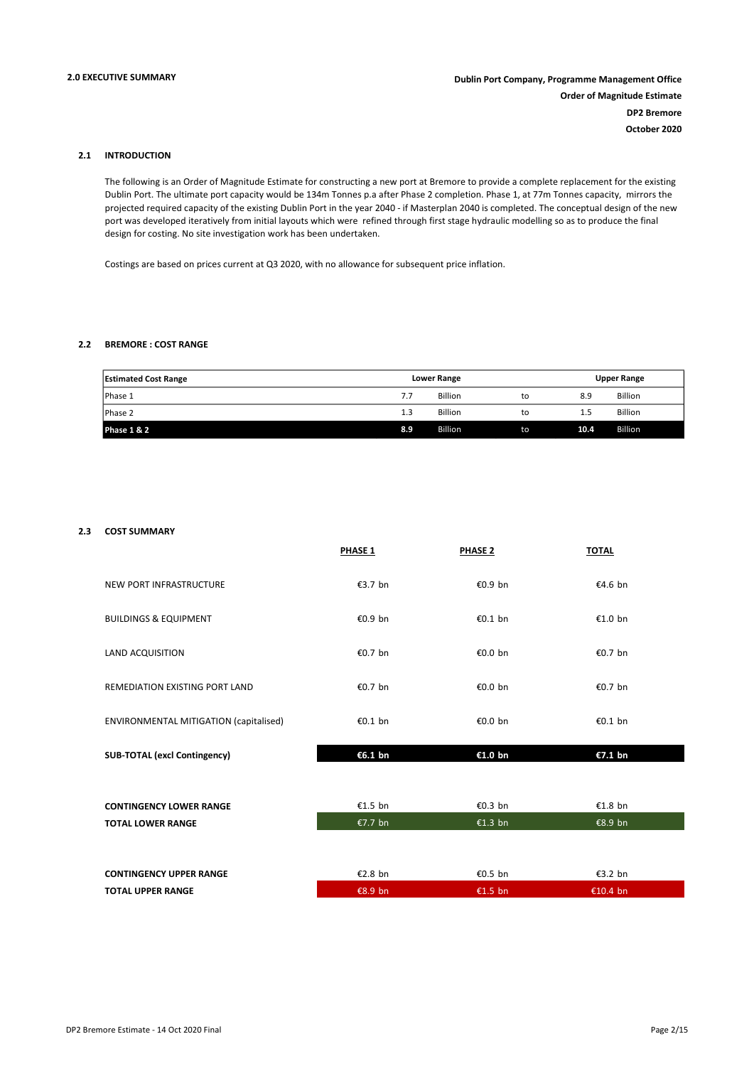## 2.0 EXECUTIVE SUMMARY

**Dublin Port Company, Programme Management Office**
**Order of Magnitude Estimate**
**DP2 Bremore**
**October 2020**

### 2.1 INTRODUCTION

The following is an Order of Magnitude Estimate for constructing a new port at Bremore to provide a complete replacement for the existing Dublin Port. The ultimate port capacity would be 134m Tonnes p.a after Phase 2 completion. Phase 1, at 77m Tonnes capacity, mirrors the projected required capacity of the existing Dublin Port in the year 2040 - if Masterplan 2040 is completed. The conceptual design of the new port was developed iteratively from initial layouts which were refined through first stage hydraulic modelling so as to produce the final design for costing. No site investigation work has been undertaken.

Costings are based on prices current at Q3 2020, with no allowance for subsequent price inflation.

### 2.2 BREMORE : COST RANGE

| Estimated Cost Range | Lower Range | | | Upper Range | |
|---|---|---|---|---|---|
| Phase 1 | 7.7 | Billion | to | 8.9 | Billion |
| Phase 2 | 1.3 | Billion | to | 1.5 | Billion |
| **Phase 1 & 2** | **8.9** | Billion | to | **10.4** | Billion |

### 2.3 COST SUMMARY

| | PHASE 1 | PHASE 2 | TOTAL |
|---|---|---|---|
| NEW PORT INFRASTRUCTURE | €3.7 bn | €0.9 bn | €4.6 bn |
| BUILDINGS & EQUIPMENT | €0.9 bn | €0.1 bn | €1.0 bn |
| LAND ACQUISITION | €0.7 bn | €0.0 bn | €0.7 bn |
| REMEDIATION EXISTING PORT LAND | €0.7 bn | €0.0 bn | €0.7 bn |
| ENVIRONMENTAL MITIGATION (capitalised) | €0.1 bn | €0.0 bn | €0.1 bn |
| **SUB-TOTAL (excl Contingency)** | **€6.1 bn** | **€1.0 bn** | **€7.1 bn** |
| **CONTINGENCY LOWER RANGE** | €1.5 bn | €0.3 bn | €1.8 bn |
| **TOTAL LOWER RANGE** | €7.7 bn | €1.3 bn | €8.9 bn |
| **CONTINGENCY UPPER RANGE** | €2.8 bn | €0.5 bn | €3.2 bn |
| **TOTAL UPPER RANGE** | €8.9 bn | €1.5 bn | €10.4 bn |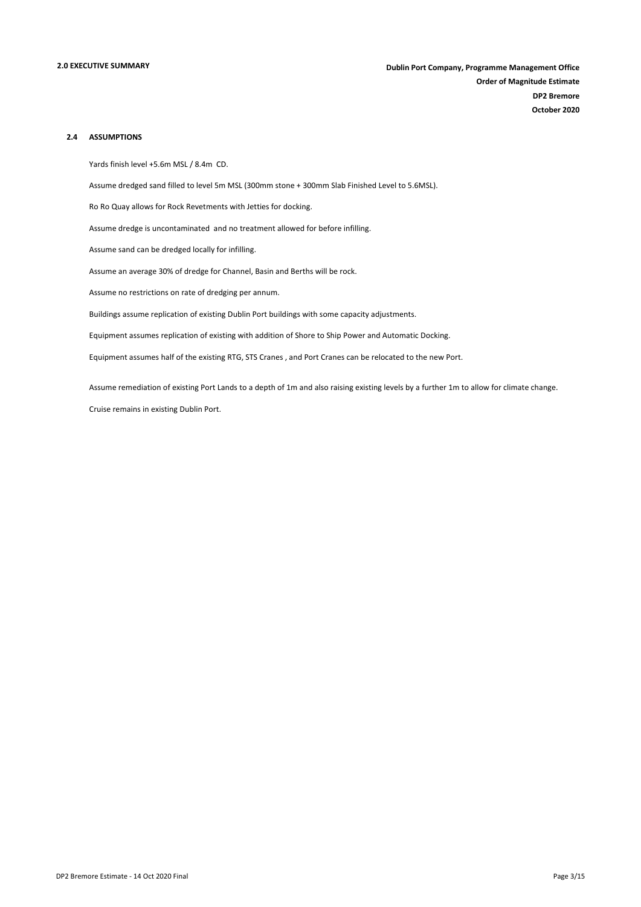## 2.0 EXECUTIVE SUMMARY

**Dublin Port Company, Programme Management Office**
**Order of Magnitude Estimate**
**DP2 Bremore**
**October 2020**

### 2.4 ASSUMPTIONS

Yards finish level +5.6m MSL / 8.4m CD.

Assume dredged sand filled to level 5m MSL (300mm stone + 300mm Slab Finished Level to 5.6MSL).

Ro Ro Quay allows for Rock Revetments with Jetties for docking.

Assume dredge is uncontaminated and no treatment allowed for before infilling.

Assume sand can be dredged locally for infilling.

Assume an average 30% of dredge for Channel, Basin and Berths will be rock.

Assume no restrictions on rate of dredging per annum.

Buildings assume replication of existing Dublin Port buildings with some capacity adjustments.

Equipment assumes replication of existing with addition of Shore to Ship Power and Automatic Docking.

Equipment assumes half of the existing RTG, STS Cranes , and Port Cranes can be relocated to the new Port.

Assume remediation of existing Port Lands to a depth of 1m and also raising existing levels by a further 1m to allow for climate change.

Cruise remains in existing Dublin Port.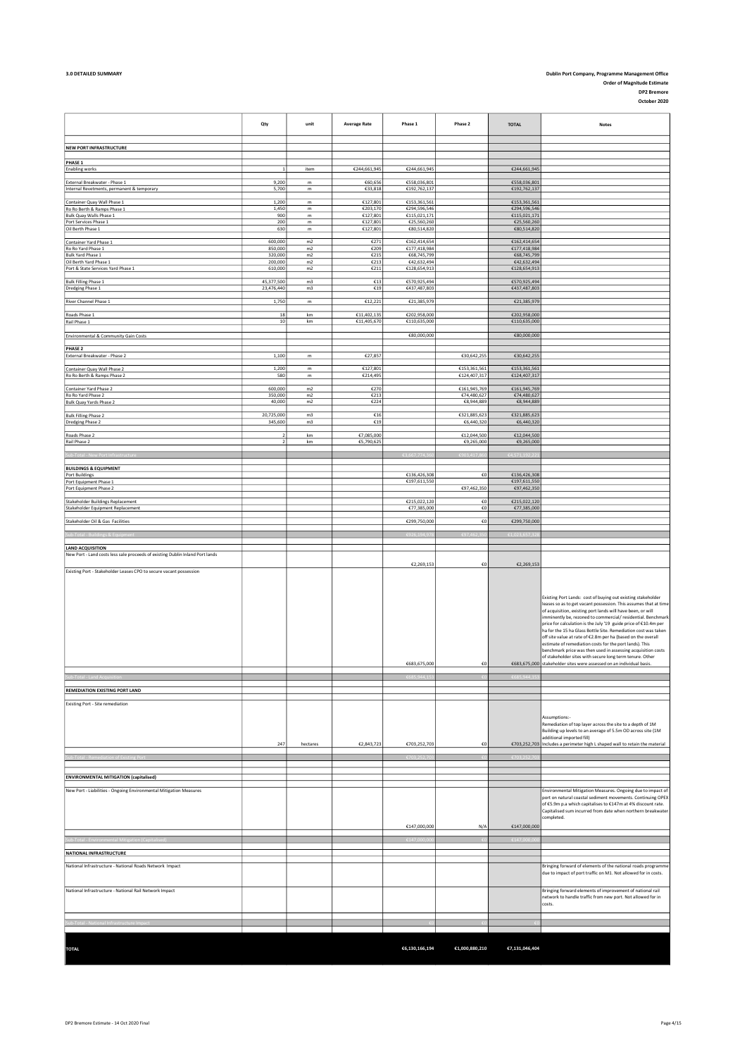**3.0 DETAILED SUMMARY**

**Dublin Port Company, Programme Management Office**
**Order of Magnitude Estimate**
**DP2 Bremore**
**October 2020**

| | Qty | unit | Average Rate | Phase 1 | Phase 2 | TOTAL | Notes |
|---|---|---|---|---|---|---|---|
| **NEW PORT INFRASTRUCTURE** | | | | | | | |
| **PHASE 1** | | | | | | | |
| Enabling works | 1 | item | €244,661,945 | €244,661,945 | | €244,661,945 | |
| External Breakwater - Phase 1 | 9,200 | m | €60,656 | €558,036,801 | | €558,036,801 | |
| Internal Revetments, permanent & temporary | 5,700 | m | €33,818 | €192,762,137 | | €192,762,137 | |
| Container Quay Wall Phase 1 | 1,200 | m | €127,801 | €153,361,561 | | €153,361,561 | |
| Ro Ro Berth & Ramps Phase 1 | 1,450 | m | €203,170 | €294,596,546 | | €294,596,546 | |
| Bulk Quay Walls Phase 1 | 900 | m | €127,801 | €115,021,171 | | €115,021,171 | |
| Port Services Phase 1 | 200 | m | €127,801 | €25,560,260 | | €25,560,260 | |
| Oil Berth Phase 1 | 630 | m | €127,801 | €80,514,820 | | €80,514,820 | |
| Container Yard Phase 1 | 600,000 | m2 | €271 | €162,414,654 | | €162,414,654 | |
| Ro Ro Yard Phase 1 | 850,000 | m2 | €209 | €177,418,984 | | €177,418,984 | |
| Bulk Yard Phase 1 | 320,000 | m2 | €215 | €68,745,799 | | €68,745,799 | |
| Oil Berth Yard Phase 1 | 200,000 | m2 | €213 | €42,632,494 | | €42,632,494 | |
| Port & State Services Yard Phase 1 | 610,000 | m2 | €211 | €128,654,913 | | €128,654,913 | |
| Bulk Filling Phase 1 | 45,377,500 | m3 | €13 | €570,925,494 | | €570,925,494 | |
| Dredging Phase 1 | 23,476,440 | m3 | €19 | €437,487,803 | | €437,487,803 | |
| River Channel Phase 1 | 1,750 | m | €12,221 | €21,385,979 | | €21,385,979 | |
| Roads Phase 1 | 18 | km | €11,402,135 | €202,958,000 | | €202,958,000 | |
| Rail Phase 1 | 10 | km | €11,405,670 | €110,635,000 | | €110,635,000 | |
| Environmental & Community Gain Costs | | | | €80,000,000 | | €80,000,000 | |
| **PHASE 2** | | | | | | | |
| External Breakwater - Phase 2 | 1,100 | m | €27,857 | | €30,642,255 | €30,642,255 | |
| Container Quay Wall Phase 2 | 1,200 | m | €127,801 | | €153,361,561 | €153,361,561 | |
| Ro Ro Berth & Ramps Phase 2 | 580 | m | €214,495 | | €124,407,317 | €124,407,317 | |
| Container Yard Phase 2 | 600,000 | m2 | €270 | | €161,945,769 | €161,945,769 | |
| Ro Ro Yard Phase 2 | 350,000 | m2 | €213 | | €74,480,627 | €74,480,627 | |
| Bulk Quay Yards Phase 2 | 40,000 | m2 | €224 | | €8,944,889 | €8,944,889 | |
| Bulk Filling Phase 2 | 20,725,000 | m3 | €16 | | €321,885,623 | €321,885,623 | |
| Dredging Phase 2 | 345,600 | m3 | €19 | | €6,440,320 | €6,440,320 | |
| Roads Phase 2 | 2 | km | €7,085,000 | | €12,044,500 | €12,044,500 | |
| Rail Phase 2 | 2 | km | €5,790,625 | | €9,265,000 | €9,265,000 | |
| Sub-Total - New Port Infrastructure | | | | €3,667,774,360 | €903,417,860 | €4,571,192,221 | |
| **BUILDINGS & EQUIPMENT** | | | | | | | |
| Port Buildings | | | | €136,426,308 | €0 | €136,426,308 | |
| Port Equipment Phase 1 | | | | €197,611,550 | | €197,611,550 | |
| Port Equipment Phase 2 | | | | | €97,462,350 | €97,462,350 | |
| Stakeholder Buildings Replacement | | | | €215,022,120 | €0 | €215,022,120 | |
| Stakeholder Equipment Replacement | | | | €77,385,000 | €0 | €77,385,000 | |
| Stakeholder Oil & Gas Facilities | | | | €299,750,000 | €0 | €299,750,000 | |
| Sub-Total - Buildings & Equipment | | | | €926,194,978 | €97,462,350 | €1,023,657,328 | |
| **LAND ACQUISITION** | | | | | | | |
| New Port - Land costs less sale proceeds of existing Dublin Inland Port lands | | | | €2,269,153 | €0 | €2,269,153 | |
| Existing Port - Stakeholder Leases CPO to secure vacant possession | | | | €683,675,000 | €0 | €683,675,000 | Existing Port Lands: cost of buying out existing stakeholder leases so as to get vacant possession. This assumes that at time of acquisition, existing port lands will have been, or will imminently be, rezoned to commercial/ residential. Benchmark price for calculation is the July '19 guide price of €10.4m per ha for the 15 ha Glass Bottle Site. Remediation cost was taken off site value at rate of €2.8m per ha (based on the overall estimate of remediation costs for the port lands). This benchmark price was then used in assessing acquisition costs of stakeholder sites with secure long term tenure. Other stakeholder sites were assessed on an individual basis. |
| Sub-Total - Land Acquisition | | | | €685,944,153 | €0 | €685,944,153 | |
| **REMEDIATION EXISTING PORT LAND** | | | | | | | |
| Existing Port - Site remediation | 247 | hectares | €2,843,723 | €703,252,703 | €0 | €703,252,703 | Assumptions:- Remediation of top layer across the site to a depth of 1M Building up levels to an average of 5.5m OD across site (1M additional imported fill) Includes a perimeter high L shaped wall to retain the material |
| Sub-Total - Remediation of Existing Port | | | | €703,252,703 | €0 | €703,252,703 | |
| **ENVIRONMENTAL MITIGATION (capitalised)** | | | | | | | |
| New Port - Liabilities - Ongoing Environmental Mitigation Measures | | | | €147,000,000 | N/A | €147,000,000 | Environmental Mitigation Measures. Ongoing due to impact of port on natural coastal sediment movements. Continuing OPEX of €5.9m p.a which capitalises to €147m at 4% discount rate. Capitalised sum incurred from date when northern breakwater completed. |
| Sub-Total - Environmental Mitigation (Capitalised) | | | | €147,000,000 | €0 | €147,000,000 | |
| **NATIONAL INFRASTRUCTURE** | | | | | | | |
| National Infrastructure - National Roads Network Impact | | | | | | | Bringing forward of elements of the national roads programme due to impact of port traffic on M1. Not allowed for in costs. |
| National Infrastructure - National Rail Network Impact | | | | | | | Bringing forward elements of improvement of national rail network to handle traffic from new port. Not allowed for in costs. |
| Sub-Total - National Infrastructure Impact | | | | €0 | €0 | €0 | |
| **TOTAL** | | | | **€6,130,166,194** | **€1,000,880,210** | **€7,131,046,404** | |

DP2 Bremore Estimate - 14 Oct 2020 Final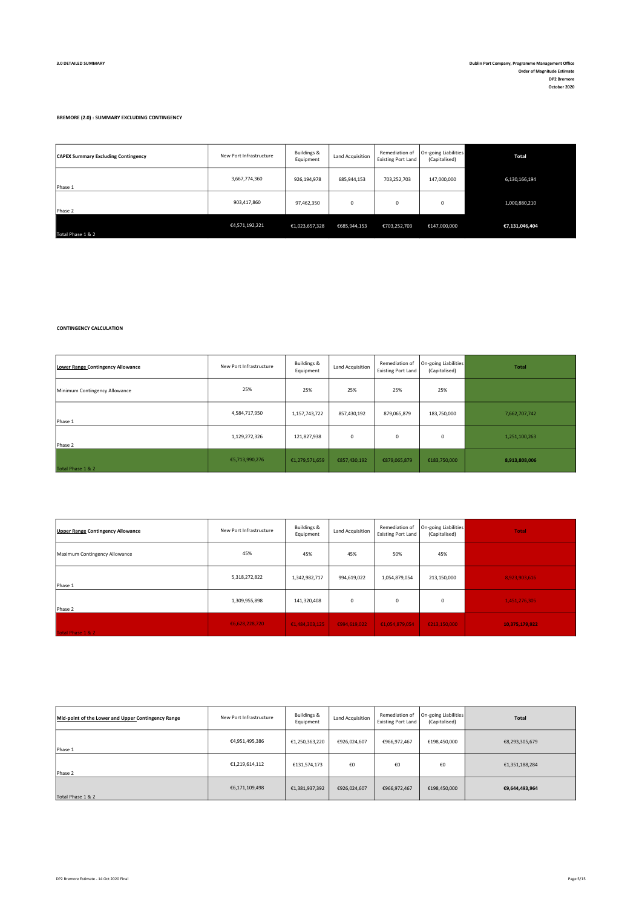**3.0 DETAILED SUMMARY**

**Dublin Port Company, Programme Management Office**
**Order of Magnitude Estimate**
**DP2 Bremore**
**October 2020**

**BREMORE (2.0) : SUMMARY EXCLUDING CONTINGENCY**

| CAPEX Summary Excluding Contingency | New Port Infrastructure | Buildings & Equipment | Land Acquisition | Remediation of Existing Port Land | On-going Liabilities (Capitalised) | Total |
|---|---|---|---|---|---|---|
| Phase 1 | 3,667,774,360 | 926,194,978 | 685,944,153 | 703,252,703 | 147,000,000 | 6,130,166,194 |
| Phase 2 | 903,417,860 | 97,462,350 | 0 | 0 | 0 | 1,000,880,210 |
| Total Phase 1 & 2 | €4,571,192,221 | €1,023,657,328 | €685,944,153 | €703,252,703 | €147,000,000 | €7,131,046,404 |

**CONTINGENCY CALCULATION**

| Lower Range Contingency Allowance | New Port Infrastructure | Buildings & Equipment | Land Acquisition | Remediation of Existing Port Land | On-going Liabilities (Capitalised) | Total |
|---|---|---|---|---|---|---|
| Minimum Contingency Allowance | 25% | 25% | 25% | 25% | 25% | |
| Phase 1 | 4,584,717,950 | 1,157,743,722 | 857,430,192 | 879,065,879 | 183,750,000 | 7,662,707,742 |
| Phase 2 | 1,129,272,326 | 121,827,938 | 0 | 0 | 0 | 1,251,100,263 |
| Total Phase 1 & 2 | €5,713,990,276 | €1,279,571,659 | €857,430,192 | €879,065,879 | €183,750,000 | 8,913,808,006 |

| Upper Range Contingency Allowance | New Port Infrastructure | Buildings & Equipment | Land Acquisition | Remediation of Existing Port Land | On-going Liabilities (Capitalised) | Total |
|---|---|---|---|---|---|---|
| Maximum Contingency Allowance | 45% | 45% | 45% | 50% | 45% | |
| Phase 1 | 5,318,272,822 | 1,342,982,717 | 994,619,022 | 1,054,879,054 | 213,150,000 | 8,923,903,616 |
| Phase 2 | 1,309,955,898 | 141,320,408 | 0 | 0 | 0 | 1,451,276,305 |
| Total Phase 1 & 2 | €6,628,228,720 | €1,484,303,125 | €994,619,022 | €1,054,879,054 | €213,150,000 | 10,375,179,922 |

| Mid-point of the Lower and Upper Contingency Range | New Port Infrastructure | Buildings & Equipment | Land Acquisition | Remediation of Existing Port Land | On-going Liabilities (Capitalised) | Total |
|---|---|---|---|---|---|---|
| Phase 1 | €4,951,495,386 | €1,250,363,220 | €926,024,607 | €966,972,467 | €198,450,000 | €8,293,305,679 |
| Phase 2 | €1,219,614,112 | €131,574,173 | €0 | €0 | €0 | €1,351,188,284 |
| Total Phase 1 & 2 | €6,171,109,498 | €1,381,937,392 | €926,024,607 | €966,972,467 | €198,450,000 | €9,644,493,964 |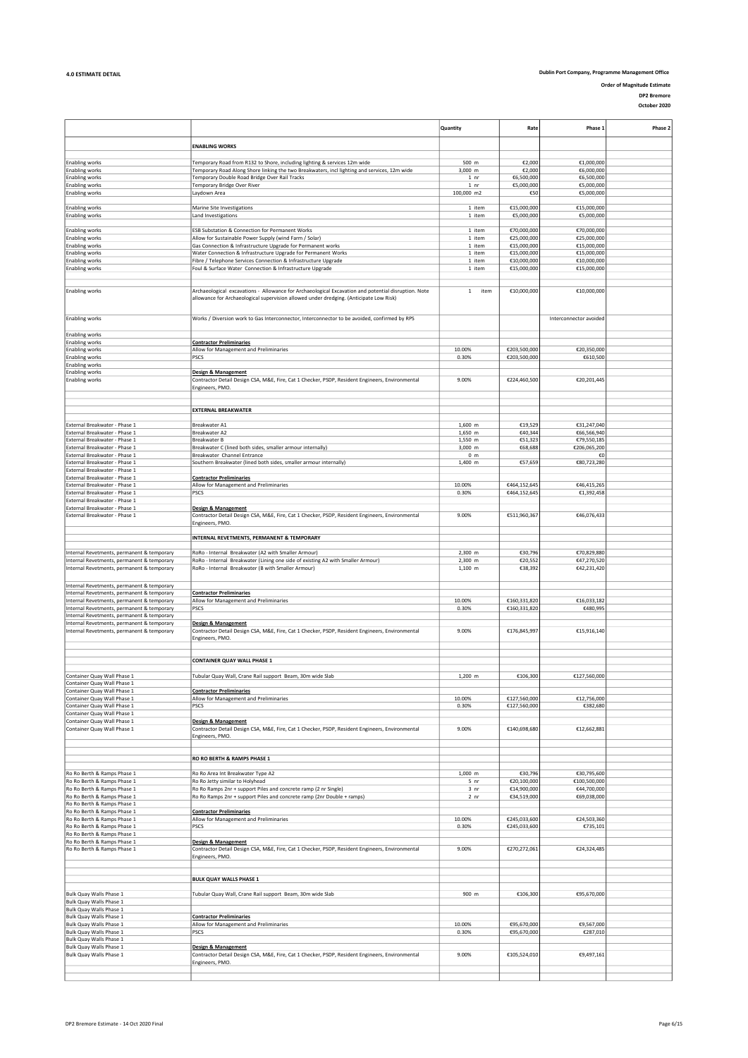**4.0 ESTIMATE DETAIL**

**Dublin Port Company, Programme Management Office**

**Order of Magnitude Estimate**

**DP2 Bremore**

**October 2020**

| | | Quantity | Rate | Phase 1 | Phase 2 |
|---|---|---|---|---|---|
| | **ENABLING WORKS** | | | | |
| Enabling works | Temporary Road from R132 to Shore, including lighting & services 12m wide | 500 m | €2,000 | €1,000,000 | |
| Enabling works | Temporary Road Along Shore linking the two Breakwaters, incl lighting and services, 12m wide | 3,000 m | €2,000 | €6,000,000 | |
| Enabling works | Temporary Double Road Bridge Over Rail Tracks | 1 nr | €6,500,000 | €6,500,000 | |
| Enabling works | Temporary Bridge Over River | 1 nr | €5,000,000 | €5,000,000 | |
| Enabling works | Laydown Area | 100,000 m2 | €50 | €5,000,000 | |
| Enabling works | Marine Site Investigations | 1 item | €15,000,000 | €15,000,000 | |
| Enabling works | Land Investigations | 1 item | €5,000,000 | €5,000,000 | |
| Enabling works | ESB Substation & Connection for Permanent Works | 1 item | €70,000,000 | €70,000,000 | |
| Enabling works | Allow for Sustainable Power Supply (wind Farm / Solar) | 1 item | €25,000,000 | €25,000,000 | |
| Enabling works | Gas Connection & Infrastructure Upgrade for Permanent works | 1 item | €15,000,000 | €15,000,000 | |
| Enabling works | Water Connection & Infrastructure Upgrade for Permanent Works | 1 item | €15,000,000 | €15,000,000 | |
| Enabling works | Fibre / Telephone Services Connection & Infrastructure Upgrade | 1 item | €10,000,000 | €10,000,000 | |
| Enabling works | Foul & Surface Water Connection & Infrastructure Upgrade | 1 item | €15,000,000 | €15,000,000 | |
| Enabling works | Archaeological excavations - Allowance for Archaeological Excavation and potential disruption. Note allowance for Archaeological supervision allowed under dredging. (Anticipate Low Risk) | 1 item | €10,000,000 | €10,000,000 | |
| Enabling works | Works / Diversion work to Gas Interconnector, Interconnector to be avoided, confirmed by RPS | | | Interconnector avoided | |
| Enabling works | | | | | |
| Enabling works | **Contractor Preliminaries** | | | | |
| Enabling works | Allow for Management and Preliminaries | 10.00% | €203,500,000 | €20,350,000 | |
| Enabling works | PSCS | 0.30% | €203,500,000 | €610,500 | |
| Enabling works | | | | | |
| Enabling works | **Design & Management** | | | | |
| Enabling works | Contractor Detail Design CSA, M&E, Fire, Cat 1 Checker, PSDP, Resident Engineers, Environmental Engineers, PMO. | 9.00% | €224,460,500 | €20,201,445 | |
| | **EXTERNAL BREAKWATER** | | | | |
| External Breakwater - Phase 1 | Breakwater A1 | 1,600 m | €19,529 | €31,247,040 | |
| External Breakwater - Phase 1 | Breakwater A2 | 1,650 m | €40,344 | €66,566,940 | |
| External Breakwater - Phase 1 | Breakwater B | 1,550 m | €51,323 | €79,550,185 | |
| External Breakwater - Phase 1 | Breakwater C (lined both sides, smaller armour internally) | 3,000 m | €68,688 | €206,065,200 | |
| External Breakwater - Phase 1 | Breakwater Channel Entrance | 0 m | | €0 | |
| External Breakwater - Phase 1 | Southern Breakwater (lined both sides, smaller armour internally) | 1,400 m | €57,659 | €80,723,280 | |
| External Breakwater - Phase 1 | | | | | |
| External Breakwater - Phase 1 | **Contractor Preliminaries** | | | | |
| External Breakwater - Phase 1 | Allow for Management and Preliminaries | 10.00% | €464,152,645 | €46,415,265 | |
| External Breakwater - Phase 1 | PSCS | 0.30% | €464,152,645 | €1,392,458 | |
| External Breakwater - Phase 1 | | | | | |
| External Breakwater - Phase 1 | **Design & Management** | | | | |
| External Breakwater - Phase 1 | Contractor Detail Design CSA, M&E, Fire, Cat 1 Checker, PSDP, Resident Engineers, Environmental Engineers, PMO. | 9.00% | €511,960,367 | €46,076,433 | |
| | **INTERNAL REVETMENTS, PERMANENT & TEMPORARY** | | | | |
| Internal Revetments, permanent & temporary | RoRo - Internal Breakwater (A2 with Smaller Armour) | 2,300 m | €30,796 | €70,829,880 | |
| Internal Revetments, permanent & temporary | RoRo - Internal Breakwater (Lining one side of existing A2 with Smaller Armour) | 2,300 m | €20,552 | €47,270,520 | |
| Internal Revetments, permanent & temporary | RoRo - Internal Breakwater (B with Smaller Armour) | 1,100 m | €38,392 | €42,231,420 | |
| Internal Revetments, permanent & temporary | | | | | |
| Internal Revetments, permanent & temporary | **Contractor Preliminaries** | | | | |
| Internal Revetments, permanent & temporary | Allow for Management and Preliminaries | 10.00% | €160,331,820 | €16,033,182 | |
| Internal Revetments, permanent & temporary | PSCS | 0.30% | €160,331,820 | €480,995 | |
| Internal Revetments, permanent & temporary | | | | | |
| Internal Revetments, permanent & temporary | **Design & Management** | | | | |
| Internal Revetments, permanent & temporary | Contractor Detail Design CSA, M&E, Fire, Cat 1 Checker, PSDP, Resident Engineers, Environmental Engineers, PMO. | 9.00% | €176,845,997 | €15,916,140 | |
| | **CONTAINER QUAY WALL PHASE 1** | | | | |
| Container Quay Wall Phase 1 | Tubular Quay Wall, Crane Rail support Beam, 30m wide Slab | 1,200 m | €106,300 | €127,560,000 | |
| Container Quay Wall Phase 1 | | | | | |
| Container Quay Wall Phase 1 | **Contractor Preliminaries** | | | | |
| Container Quay Wall Phase 1 | Allow for Management and Preliminaries | 10.00% | €127,560,000 | €12,756,000 | |
| Container Quay Wall Phase 1 | PSCS | 0.30% | €127,560,000 | €382,680 | |
| Container Quay Wall Phase 1 | | | | | |
| Container Quay Wall Phase 1 | **Design & Management** | | | | |
| Container Quay Wall Phase 1 | Contractor Detail Design CSA, M&E, Fire, Cat 1 Checker, PSDP, Resident Engineers, Environmental Engineers, PMO. | 9.00% | €140,698,680 | €12,662,881 | |
| | **RO RO BERTH & RAMPS PHASE 1** | | | | |
| Ro Ro Berth & Ramps Phase 1 | Ro Ro Area Int Breakwater Type A2 | 1,000 m | €30,796 | €30,795,600 | |
| Ro Ro Berth & Ramps Phase 1 | Ro Ro Jetty similar to Holyhead | 5 nr | €20,100,000 | €100,500,000 | |
| Ro Ro Berth & Ramps Phase 1 | Ro Ro Ramps 2nr + support Piles and concrete ramp (2 nr Single) | 3 nr | €14,900,000 | €44,700,000 | |
| Ro Ro Berth & Ramps Phase 1 | Ro Ro Ramps 2nr + support Piles and concrete ramp (2nr Double + ramps) | 2 nr | €34,519,000 | €69,038,000 | |
| Ro Ro Berth & Ramps Phase 1 | | | | | |
| Ro Ro Berth & Ramps Phase 1 | **Contractor Preliminaries** | | | | |
| Ro Ro Berth & Ramps Phase 1 | Allow for Management and Preliminaries | 10.00% | €245,033,600 | €24,503,360 | |
| Ro Ro Berth & Ramps Phase 1 | PSCS | 0.30% | €245,033,600 | €735,101 | |
| Ro Ro Berth & Ramps Phase 1 | | | | | |
| Ro Ro Berth & Ramps Phase 1 | **Design & Management** | | | | |
| Ro Ro Berth & Ramps Phase 1 | Contractor Detail Design CSA, M&E, Fire, Cat 1 Checker, PSDP, Resident Engineers, Environmental Engineers, PMO. | 9.00% | €270,272,061 | €24,324,485 | |
| | **BULK QUAY WALLS PHASE 1** | | | | |
| Bulk Quay Walls Phase 1 | Tubular Quay Wall, Crane Rail support Beam, 30m wide Slab | 900 m | €106,300 | €95,670,000 | |
| Bulk Quay Walls Phase 1 | | | | | |
| Bulk Quay Walls Phase 1 | | | | | |
| Bulk Quay Walls Phase 1 | **Contractor Preliminaries** | | | | |
| Bulk Quay Walls Phase 1 | Allow for Management and Preliminaries | 10.00% | €95,670,000 | €9,567,000 | |
| Bulk Quay Walls Phase 1 | PSCS | 0.30% | €95,670,000 | €287,010 | |
| Bulk Quay Walls Phase 1 | | | | | |
| Bulk Quay Walls Phase 1 | **Design & Management** | | | | |
| Bulk Quay Walls Phase 1 | Contractor Detail Design CSA, M&E, Fire, Cat 1 Checker, PSDP, Resident Engineers, Environmental Engineers, PMO. | 9.00% | €105,524,010 | €9,497,161 | |

DP2 Bremore Estimate - 14 Oct 2020 Final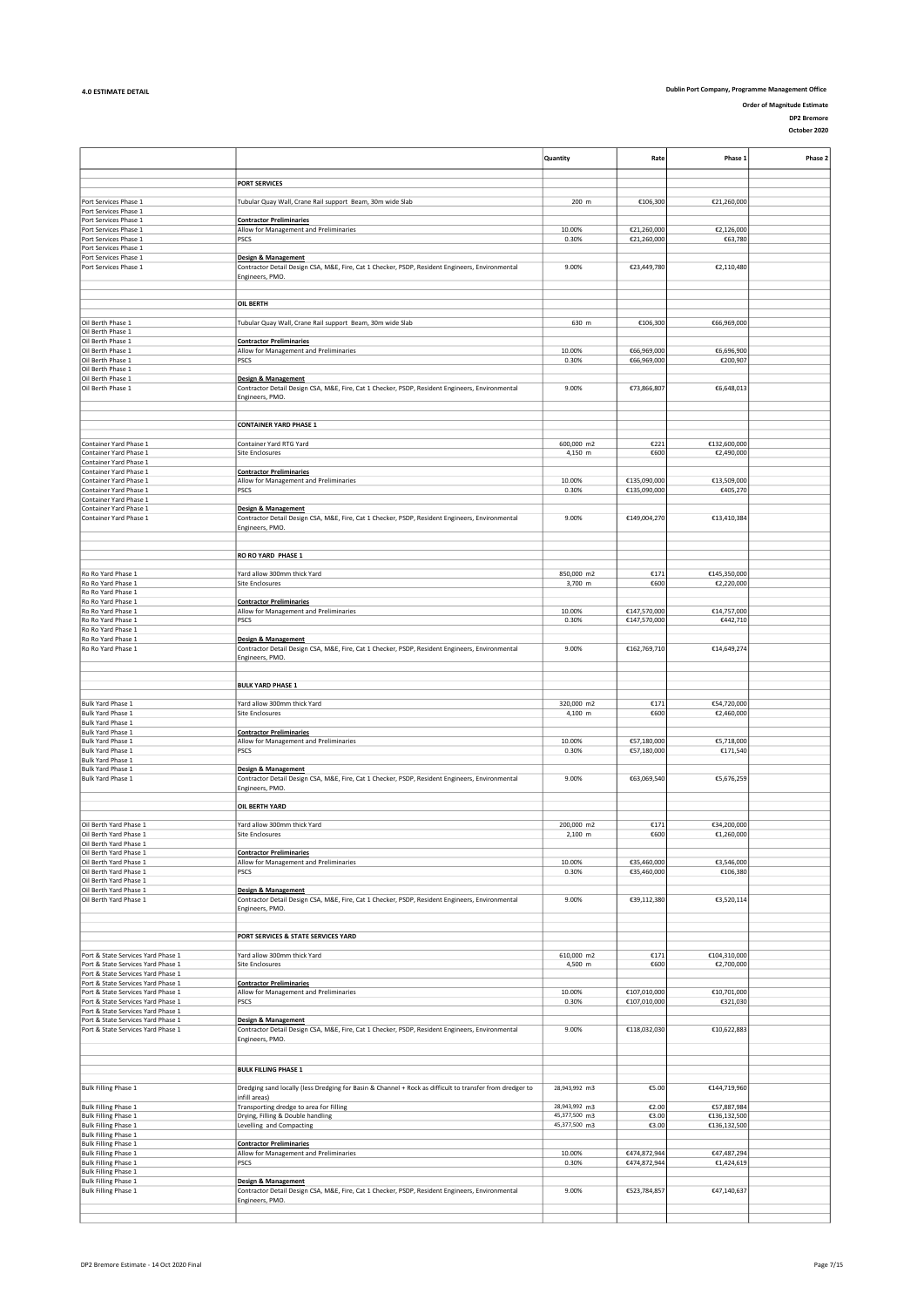**4.0 ESTIMATE DETAIL**

**Dublin Port Company, Programme Management Office**

**Order of Magnitude Estimate**

**DP2 Bremore**

**October 2020**

| | | Quantity | Rate | Phase 1 | Phase 2 |
|---|---|---|---|---|---|
| | **PORT SERVICES** | | | | |
| Port Services Phase 1 | Tubular Quay Wall, Crane Rail support Beam, 30m wide Slab | 200 m | €106,300 | €21,260,000 | |
| Port Services Phase 1 | | | | | |
| Port Services Phase 1 | **Contractor Preliminaries** | | | | |
| Port Services Phase 1 | Allow for Management and Preliminaries | 10.00% | €21,260,000 | €2,126,000 | |
| Port Services Phase 1 | PSCS | 0.30% | €21,260,000 | €63,780 | |
| Port Services Phase 1 | | | | | |
| Port Services Phase 1 | **Design & Management** | | | | |
| Port Services Phase 1 | Contractor Detail Design CSA, M&E, Fire, Cat 1 Checker, PSDP, Resident Engineers, Environmental Engineers, PMO. | 9.00% | €23,449,780 | €2,110,480 | |
| | **OIL BERTH** | | | | |
| Oil Berth Phase 1 | Tubular Quay Wall, Crane Rail support Beam, 30m wide Slab | 630 m | €106,300 | €66,969,000 | |
| Oil Berth Phase 1 | | | | | |
| Oil Berth Phase 1 | **Contractor Preliminaries** | | | | |
| Oil Berth Phase 1 | Allow for Management and Preliminaries | 10.00% | €66,969,000 | €6,696,900 | |
| Oil Berth Phase 1 | PSCS | 0.30% | €66,969,000 | €200,907 | |
| Oil Berth Phase 1 | | | | | |
| Oil Berth Phase 1 | **Design & Management** | | | | |
| Oil Berth Phase 1 | Contractor Detail Design CSA, M&E, Fire, Cat 1 Checker, PSDP, Resident Engineers, Environmental Engineers, PMO. | 9.00% | €73,866,807 | €6,648,013 | |
| | **CONTAINER YARD PHASE 1** | | | | |
| Container Yard Phase 1 | Container Yard RTG Yard | 600,000 m2 | €221 | €132,600,000 | |
| Container Yard Phase 1 | Site Enclosures | 4,150 m | €600 | €2,490,000 | |
| Container Yard Phase 1 | | | | | |
| Container Yard Phase 1 | **Contractor Preliminaries** | | | | |
| Container Yard Phase 1 | Allow for Management and Preliminaries | 10.00% | €135,090,000 | €13,509,000 | |
| Container Yard Phase 1 | PSCS | 0.30% | €135,090,000 | €405,270 | |
| Container Yard Phase 1 | | | | | |
| Container Yard Phase 1 | **Design & Management** | | | | |
| Container Yard Phase 1 | Contractor Detail Design CSA, M&E, Fire, Cat 1 Checker, PSDP, Resident Engineers, Environmental Engineers, PMO. | 9.00% | €149,004,270 | €13,410,384 | |
| | **RO RO YARD PHASE 1** | | | | |
| Ro Ro Yard Phase 1 | Yard allow 300mm thick Yard | 850,000 m2 | €171 | €145,350,000 | |
| Ro Ro Yard Phase 1 | Site Enclosures | 3,700 m | €600 | €2,220,000 | |
| Ro Ro Yard Phase 1 | | | | | |
| Ro Ro Yard Phase 1 | **Contractor Preliminaries** | | | | |
| Ro Ro Yard Phase 1 | Allow for Management and Preliminaries | 10.00% | €147,570,000 | €14,757,000 | |
| Ro Ro Yard Phase 1 | PSCS | 0.30% | €147,570,000 | €442,710 | |
| Ro Ro Yard Phase 1 | | | | | |
| Ro Ro Yard Phase 1 | **Design & Management** | | | | |
| Ro Ro Yard Phase 1 | Contractor Detail Design CSA, M&E, Fire, Cat 1 Checker, PSDP, Resident Engineers, Environmental Engineers, PMO. | 9.00% | €162,769,710 | €14,649,274 | |
| | **BULK YARD PHASE 1** | | | | |
| Bulk Yard Phase 1 | Yard allow 300mm thick Yard | 320,000 m2 | €171 | €54,720,000 | |
| Bulk Yard Phase 1 | Site Enclosures | 4,100 m | €600 | €2,460,000 | |
| Bulk Yard Phase 1 | | | | | |
| Bulk Yard Phase 1 | **Contractor Preliminaries** | | | | |
| Bulk Yard Phase 1 | Allow for Management and Preliminaries | 10.00% | €57,180,000 | €5,718,000 | |
| Bulk Yard Phase 1 | PSCS | 0.30% | €57,180,000 | €171,540 | |
| Bulk Yard Phase 1 | | | | | |
| Bulk Yard Phase 1 | **Design & Management** | | | | |
| Bulk Yard Phase 1 | Contractor Detail Design CSA, M&E, Fire, Cat 1 Checker, PSDP, Resident Engineers, Environmental Engineers, PMO. | 9.00% | €63,069,540 | €5,676,259 | |
| | **OIL BERTH YARD** | | | | |
| Oil Berth Yard Phase 1 | Yard allow 300mm thick Yard | 200,000 m2 | €171 | €34,200,000 | |
| Oil Berth Yard Phase 1 | Site Enclosures | 2,100 m | €600 | €1,260,000 | |
| Oil Berth Yard Phase 1 | | | | | |
| Oil Berth Yard Phase 1 | **Contractor Preliminaries** | | | | |
| Oil Berth Yard Phase 1 | Allow for Management and Preliminaries | 10.00% | €35,460,000 | €3,546,000 | |
| Oil Berth Yard Phase 1 | PSCS | 0.30% | €35,460,000 | €106,380 | |
| Oil Berth Yard Phase 1 | | | | | |
| Oil Berth Yard Phase 1 | **Design & Management** | | | | |
| Oil Berth Yard Phase 1 | Contractor Detail Design CSA, M&E, Fire, Cat 1 Checker, PSDP, Resident Engineers, Environmental Engineers, PMO. | 9.00% | €39,112,380 | €3,520,114 | |
| | **PORT SERVICES & STATE SERVICES YARD** | | | | |
| Port & State Services Yard Phase 1 | Yard allow 300mm thick Yard | 610,000 m2 | €171 | €104,310,000 | |
| Port & State Services Yard Phase 1 | Site Enclosures | 4,500 m | €600 | €2,700,000 | |
| Port & State Services Yard Phase 1 | | | | | |
| Port & State Services Yard Phase 1 | **Contractor Preliminaries** | | | | |
| Port & State Services Yard Phase 1 | Allow for Management and Preliminaries | 10.00% | €107,010,000 | €10,701,000 | |
| Port & State Services Yard Phase 1 | PSCS | 0.30% | €107,010,000 | €321,030 | |
| Port & State Services Yard Phase 1 | | | | | |
| Port & State Services Yard Phase 1 | **Design & Management** | | | | |
| Port & State Services Yard Phase 1 | Contractor Detail Design CSA, M&E, Fire, Cat 1 Checker, PSDP, Resident Engineers, Environmental Engineers, PMO. | 9.00% | €118,032,030 | €10,622,883 | |
| | **BULK FILLING PHASE 1** | | | | |
| Bulk Filling Phase 1 | Dredging sand locally (less Dredging for Basin & Channel + Rock as difficult to transfer from dredger to infill areas) | 28,943,992 m3 | €5.00 | €144,719,960 | |
| Bulk Filling Phase 1 | Transporting dredge to area for Filling | 28,943,992 m3 | €2.00 | €57,887,984 | |
| Bulk Filling Phase 1 | Drying, Filling & Double handling | 45,377,500 m3 | €3.00 | €136,132,500 | |
| Bulk Filling Phase 1 | Levelling and Compacting | 45,377,500 m3 | €3.00 | €136,132,500 | |
| Bulk Filling Phase 1 | | | | | |
| Bulk Filling Phase 1 | **Contractor Preliminaries** | | | | |
| Bulk Filling Phase 1 | Allow for Management and Preliminaries | 10.00% | €474,872,944 | €47,487,294 | |
| Bulk Filling Phase 1 | PSCS | 0.30% | €474,872,944 | €1,424,619 | |
| Bulk Filling Phase 1 | | | | | |
| Bulk Filling Phase 1 | **Design & Management** | | | | |
| Bulk Filling Phase 1 | Contractor Detail Design CSA, M&E, Fire, Cat 1 Checker, PSDP, Resident Engineers, Environmental Engineers, PMO. | 9.00% | €523,784,857 | €47,140,637 | |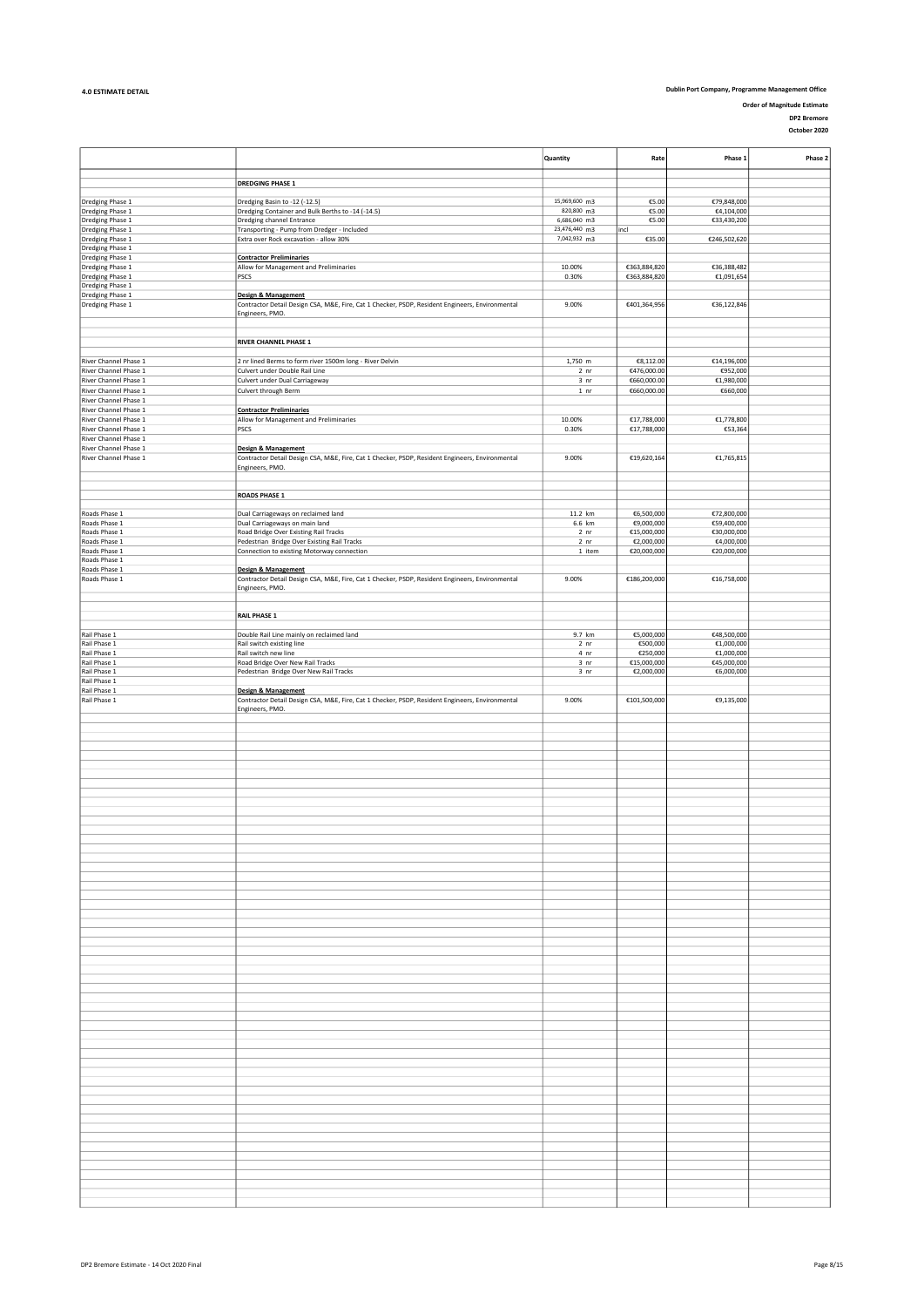## 4.0 ESTIMATE DETAIL

**Dublin Port Company, Programme Management Office**

**Order of Magnitude Estimate**

**DP2 Bremore**

**October 2020**

| | | Quantity | Rate | Phase 1 | Phase 2 |
|---|---|---|---|---|---|
| | **DREDGING PHASE 1** | | | | |
| Dredging Phase 1 | Dredging Basin to -12 (-12.5) | 15,969,600 m3 | €5.00 | €79,848,000 | |
| Dredging Phase 1 | Dredging Container and Bulk Berths to -14 (-14.5) | 820,800 m3 | €5.00 | €4,104,000 | |
| Dredging Phase 1 | Dredging channel Entrance | 6,686,040 m3 | €5.00 | €33,430,200 | |
| Dredging Phase 1 | Transporting - Pump from Dredger - Included | 23,476,440 m3 | incl | | |
| Dredging Phase 1 | Extra over Rock excavation - allow 30% | 7,042,932 m3 | €35.00 | €246,502,620 | |
| Dredging Phase 1 | | | | | |
| Dredging Phase 1 | **Contractor Preliminaries** | | | | |
| Dredging Phase 1 | Allow for Management and Preliminaries | 10.00% | €363,884,820 | €36,388,482 | |
| Dredging Phase 1 | PSCS | 0.30% | €363,884,820 | €1,091,654 | |
| Dredging Phase 1 | | | | | |
| Dredging Phase 1 | **Design & Management** | | | | |
| Dredging Phase 1 | Contractor Detail Design CSA, M&E, Fire, Cat 1 Checker, PSDP, Resident Engineers, Environmental Engineers, PMO. | 9.00% | €401,364,956 | €36,122,846 | |
| | | | | | |
| | **RIVER CHANNEL PHASE 1** | | | | |
| River Channel Phase 1 | 2 nr lined Berms to form river 1500m long - River Delvin | 1,750 m | €8,112.00 | €14,196,000 | |
| River Channel Phase 1 | Culvert under Double Rail Line | 2 nr | €476,000.00 | €952,000 | |
| River Channel Phase 1 | Culvert under Dual Carriageway | 3 nr | €660,000.00 | €1,980,000 | |
| River Channel Phase 1 | Culvert through Berm | 1 nr | €660,000.00 | €660,000 | |
| River Channel Phase 1 | | | | | |
| River Channel Phase 1 | **Contractor Preliminaries** | | | | |
| River Channel Phase 1 | Allow for Management and Preliminaries | 10.00% | €17,788,000 | €1,778,800 | |
| River Channel Phase 1 | PSCS | 0.30% | €17,788,000 | €53,364 | |
| River Channel Phase 1 | | | | | |
| River Channel Phase 1 | **Design & Management** | | | | |
| River Channel Phase 1 | Contractor Detail Design CSA, M&E, Fire, Cat 1 Checker, PSDP, Resident Engineers, Environmental Engineers, PMO. | 9.00% | €19,620,164 | €1,765,815 | |
| | | | | | |
| | **ROADS PHASE 1** | | | | |
| Roads Phase 1 | Dual Carriageways on reclaimed land | 11.2 km | €6,500,000 | €72,800,000 | |
| Roads Phase 1 | Dual Carriageways on main land | 6.6 km | €9,000,000 | €59,400,000 | |
| Roads Phase 1 | Road Bridge Over Existing Rail Tracks | 2 nr | €15,000,000 | €30,000,000 | |
| Roads Phase 1 | Pedestrian Bridge Over Existing Rail Tracks | 2 nr | €2,000,000 | €4,000,000 | |
| Roads Phase 1 | Connection to existing Motorway connection | 1 item | €20,000,000 | €20,000,000 | |
| Roads Phase 1 | | | | | |
| Roads Phase 1 | **Design & Management** | | | | |
| Roads Phase 1 | Contractor Detail Design CSA, M&E, Fire, Cat 1 Checker, PSDP, Resident Engineers, Environmental Engineers, PMO. | 9.00% | €186,200,000 | €16,758,000 | |
| | | | | | |
| | **RAIL PHASE 1** | | | | |
| Rail Phase 1 | Double Rail Line mainly on reclaimed land | 9.7 km | €5,000,000 | €48,500,000 | |
| Rail Phase 1 | Rail switch existing line | 2 nr | €500,000 | €1,000,000 | |
| Rail Phase 1 | Rail switch new line | 4 nr | €250,000 | €1,000,000 | |
| Rail Phase 1 | Road Bridge Over New Rail Tracks | 3 nr | €15,000,000 | €45,000,000 | |
| Rail Phase 1 | Pedestrian Bridge Over New Rail Tracks | 3 nr | €2,000,000 | €6,000,000 | |
| Rail Phase 1 | | | | | |
| Rail Phase 1 | **Design & Management** | | | | |
| Rail Phase 1 | Contractor Detail Design CSA, M&E, Fire, Cat 1 Checker, PSDP, Resident Engineers, Environmental Engineers, PMO. | 9.00% | €101,500,000 | €9,135,000 | |

DP2 Bremore Estimate - 14 Oct 2020 Final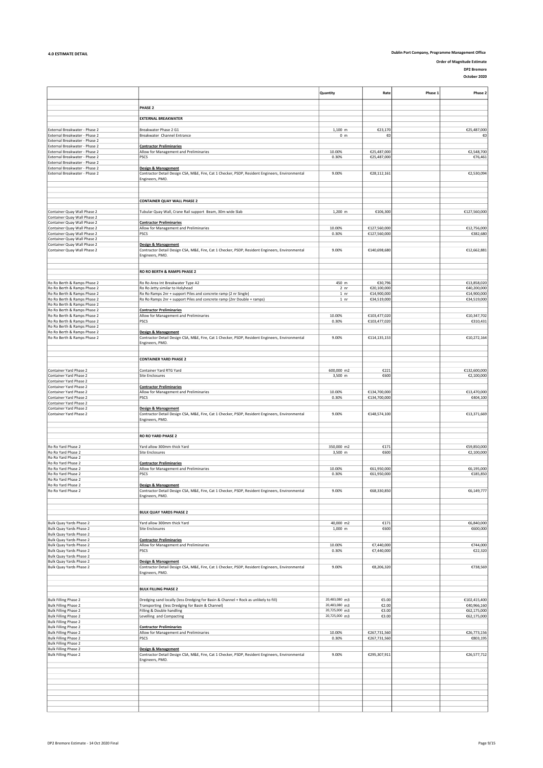**4.0 ESTIMATE DETAIL**

**Dublin Port Company, Programme Management Office**

**Order of Magnitude Estimate**

**DP2 Bremore**

**October 2020**

| | | Quantity | Rate | Phase 1 | Phase 2 |
|---|---|---|---|---|---|
| | **PHASE 2** | | | | |
| | **EXTERNAL BREAKWATER** | | | | |
| External Breakwater - Phase 2 | Breakwater Phase 2 G1 | 1,100 m | €23,170 | | €25,487,000 |
| External Breakwater - Phase 2 | Breakwater Channel Entrance | 0 m | €0 | | €0 |
| External Breakwater - Phase 2 | | | | | |
| External Breakwater - Phase 2 | **Contractor Preliminaries** | | | | |
| External Breakwater - Phase 2 | Allow for Management and Preliminaries | 10.00% | €25,487,000 | | €2,548,700 |
| External Breakwater - Phase 2 | PSCS | 0.30% | €25,487,000 | | €76,461 |
| External Breakwater - Phase 2 | | | | | |
| External Breakwater - Phase 2 | **Design & Management** | | | | |
| External Breakwater - Phase 2 | Contractor Detail Design CSA, M&E, Fire, Cat 1 Checker, PSDP, Resident Engineers, Environmental Engineers, PMO. | 9.00% | €28,112,161 | | €2,530,094 |
| | **CONTAINER QUAY WALL PHASE 2** | | | | |
| Container Quay Wall Phase 2 | Tubular Quay Wall, Crane Rail support Beam, 30m wide Slab | 1,200 m | €106,300 | | €127,560,000 |
| Container Quay Wall Phase 2 | | | | | |
| Container Quay Wall Phase 2 | **Contractor Preliminaries** | | | | |
| Container Quay Wall Phase 2 | Allow for Management and Preliminaries | 10.00% | €127,560,000 | | €12,756,000 |
| Container Quay Wall Phase 2 | PSCS | 0.30% | €127,560,000 | | €382,680 |
| Container Quay Wall Phase 2 | | | | | |
| Container Quay Wall Phase 2 | **Design & Management** | | | | |
| Container Quay Wall Phase 2 | Contractor Detail Design CSA, M&E, Fire, Cat 1 Checker, PSDP, Resident Engineers, Environmental Engineers, PMO. | 9.00% | €140,698,680 | | €12,662,881 |
| | **RO RO BERTH & RAMPS PHASE 2** | | | | |
| Ro Ro Berth & Ramps Phase 2 | Ro Ro Area Int Breakwater Type A2 | 450 m | €30,796 | | €13,858,020 |
| Ro Ro Berth & Ramps Phase 2 | Ro Ro Jetty similar to Holyhead | 2 nr | €20,100,000 | | €40,200,000 |
| Ro Ro Berth & Ramps Phase 2 | Ro Ro Ramps 2nr + support Piles and concrete ramp (2 nr Single) | 1 nr | €14,900,000 | | €14,900,000 |
| Ro Ro Berth & Ramps Phase 2 | Ro Ro Ramps 2nr + support Piles and concrete ramp (2nr Double + ramps) | 1 nr | €34,519,000 | | €34,519,000 |
| Ro Ro Berth & Ramps Phase 2 | | | | | |
| Ro Ro Berth & Ramps Phase 2 | **Contractor Preliminaries** | | | | |
| Ro Ro Berth & Ramps Phase 2 | Allow for Management and Preliminaries | 10.00% | €103,477,020 | | €10,347,702 |
| Ro Ro Berth & Ramps Phase 2 | PSCS | 0.30% | €103,477,020 | | €310,431 |
| Ro Ro Berth & Ramps Phase 2 | | | | | |
| Ro Ro Berth & Ramps Phase 2 | **Design & Management** | | | | |
| Ro Ro Berth & Ramps Phase 2 | Contractor Detail Design CSA, M&E, Fire, Cat 1 Checker, PSDP, Resident Engineers, Environmental Engineers, PMO. | 9.00% | €114,135,153 | | €10,272,164 |
| | **CONTAINER YARD PHASE 2** | | | | |
| Container Yard Phase 2 | Container Yard RTG Yard | 600,000 m2 | €221 | | €132,600,000 |
| Container Yard Phase 2 | Site Enclosures | 3,500 m | €600 | | €2,100,000 |
| Container Yard Phase 2 | | | | | |
| Container Yard Phase 2 | **Contractor Preliminaries** | | | | |
| Container Yard Phase 2 | Allow for Management and Preliminaries | 10.00% | €134,700,000 | | €13,470,000 |
| Container Yard Phase 2 | PSCS | 0.30% | €134,700,000 | | €404,100 |
| Container Yard Phase 2 | | | | | |
| Container Yard Phase 2 | **Design & Management** | | | | |
| Container Yard Phase 2 | Contractor Detail Design CSA, M&E, Fire, Cat 1 Checker, PSDP, Resident Engineers, Environmental Engineers, PMO. | 9.00% | €148,574,100 | | €13,371,669 |
| | **RO RO YARD PHASE 2** | | | | |
| Ro Ro Yard Phase 2 | Yard allow 300mm thick Yard | 350,000 m2 | €171 | | €59,850,000 |
| Ro Ro Yard Phase 2 | Site Enclosures | 3,500 m | €600 | | €2,100,000 |
| Ro Ro Yard Phase 2 | | | | | |
| Ro Ro Yard Phase 2 | **Contractor Preliminaries** | | | | |
| Ro Ro Yard Phase 2 | Allow for Management and Preliminaries | 10.00% | €61,950,000 | | €6,195,000 |
| Ro Ro Yard Phase 2 | PSCS | 0.30% | €61,950,000 | | €185,850 |
| Ro Ro Yard Phase 2 | | | | | |
| Ro Ro Yard Phase 2 | **Design & Management** | | | | |
| Ro Ro Yard Phase 2 | Contractor Detail Design CSA, M&E, Fire, Cat 1 Checker, PSDP, Resident Engineers, Environmental Engineers, PMO. | 9.00% | €68,330,850 | | €6,149,777 |
| | **BULK QUAY YARDS PHASE 2** | | | | |
| Bulk Quay Yards Phase 2 | Yard allow 300mm thick Yard | 40,000 m2 | €171 | | €6,840,000 |
| Bulk Quay Yards Phase 2 | Site Enclosures | 1,000 m | €600 | | €600,000 |
| Bulk Quay Yards Phase 2 | | | | | |
| Bulk Quay Yards Phase 2 | **Contractor Preliminaries** | | | | |
| Bulk Quay Yards Phase 2 | Allow for Management and Preliminaries | 10.00% | €7,440,000 | | €744,000 |
| Bulk Quay Yards Phase 2 | PSCS | 0.30% | €7,440,000 | | €22,320 |
| Bulk Quay Yards Phase 2 | | | | | |
| Bulk Quay Yards Phase 2 | **Design & Management** | | | | |
| Bulk Quay Yards Phase 2 | Contractor Detail Design CSA, M&E, Fire, Cat 1 Checker, PSDP, Resident Engineers, Environmental Engineers, PMO. | 9.00% | €8,206,320 | | €738,569 |
| | **BULK FILLING PHASE 2** | | | | |
| Bulk Filling Phase 2 | Dredging sand locally (less Dredging for Basin & Channel + Rock as unlikely to fill) | 20,483,080 m3 | €5.00 | | €102,415,400 |
| Bulk Filling Phase 2 | Transporting (less Dredging for Basin & Channel) | 20,483,080 m3 | €2.00 | | €40,966,160 |
| Bulk Filling Phase 2 | Filling & Double handling | 20,725,000 m3 | €3.00 | | €62,175,000 |
| Bulk Filling Phase 2 | Levelling and Compacting | 20,725,000 m3 | €3.00 | | €62,175,000 |
| Bulk Filling Phase 2 | | | | | |
| Bulk Filling Phase 2 | **Contractor Preliminaries** | | | | |
| Bulk Filling Phase 2 | Allow for Management and Preliminaries | 10.00% | €267,731,560 | | €26,773,156 |
| Bulk Filling Phase 2 | PSCS | 0.30% | €267,731,560 | | €803,195 |
| Bulk Filling Phase 2 | | | | | |
| Bulk Filling Phase 2 | **Design & Management** | | | | |
| Bulk Filling Phase 2 | Contractor Detail Design CSA, M&E, Fire, Cat 1 Checker, PSDP, Resident Engineers, Environmental Engineers, PMO. | 9.00% | €295,307,911 | | €26,577,712 |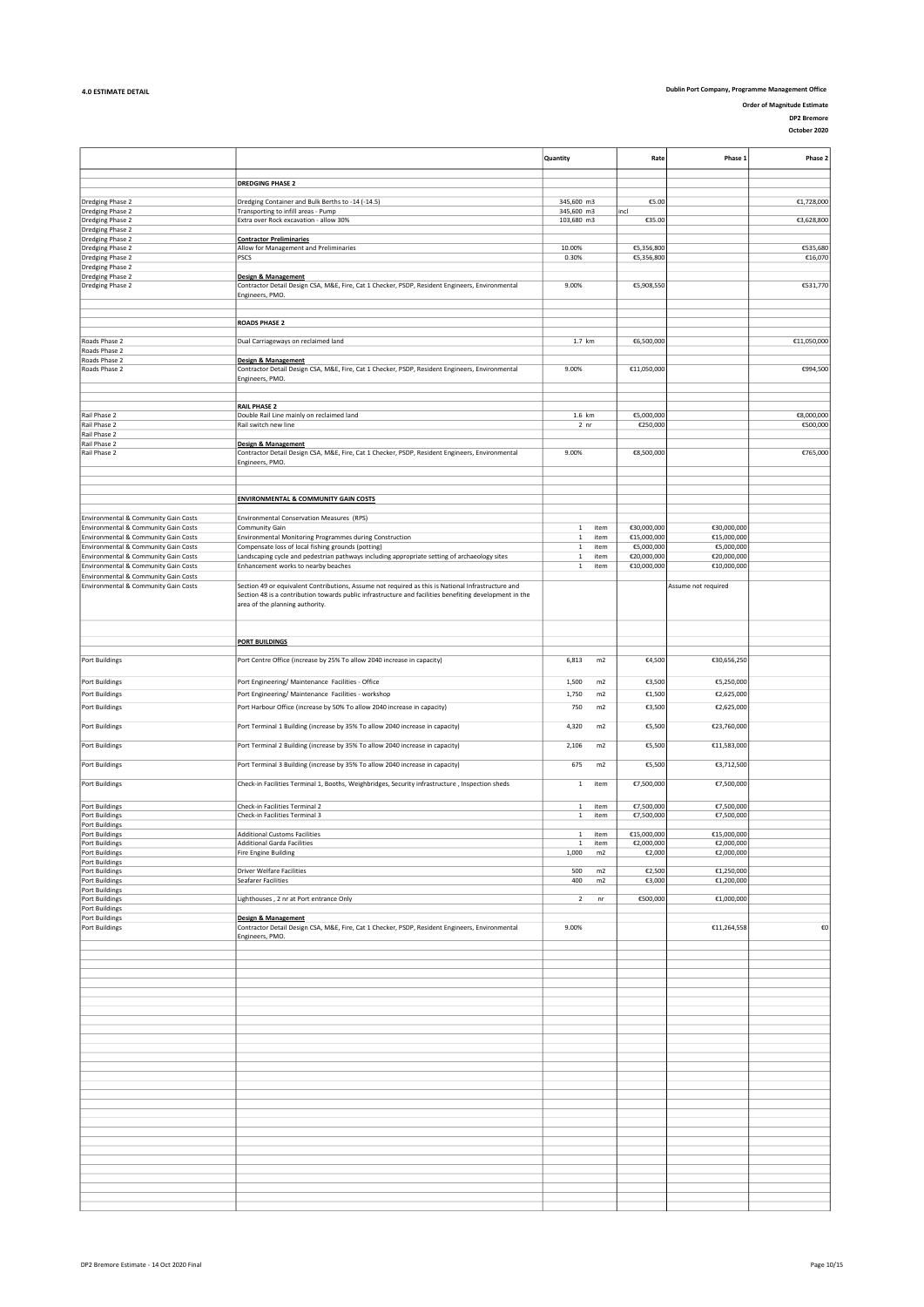**4.0 ESTIMATE DETAIL**

**Dublin Port Company, Programme Management Office**

**Order of Magnitude Estimate**

**DP2 Bremore**

**October 2020**

| | | Quantity | | Rate | Phase 1 | Phase 2 |
|---|---|---|---|---|---|---|
| | **DREDGING PHASE 2** | | | | | |
| Dredging Phase 2 | Dredging Container and Bulk Berths to -14 (-14.5) | 345,600 | m3 | €5.00 | | €1,728,000 |
| Dredging Phase 2 | Transporting to infill areas - Pump | 345,600 | m3 | incl | | |
| Dredging Phase 2 | Extra over Rock excavation - allow 30% | 103,680 | m3 | €35.00 | | €3,628,800 |
| Dredging Phase 2 | | | | | | |
| Dredging Phase 2 | **Contractor Preliminaries** | | | | | |
| Dredging Phase 2 | Allow for Management and Preliminaries | 10.00% | | €5,356,800 | | €535,680 |
| Dredging Phase 2 | PSCS | 0.30% | | €5,356,800 | | €16,070 |
| Dredging Phase 2 | | | | | | |
| Dredging Phase 2 | **Design & Management** | | | | | |
| Dredging Phase 2 | Contractor Detail Design CSA, M&E, Fire, Cat 1 Checker, PSDP, Resident Engineers, Environmental Engineers, PMO. | 9.00% | | €5,908,550 | | €531,770 |
| | **ROADS PHASE 2** | | | | | |
| Roads Phase 2 | Dual Carriageways on reclaimed land | 1.7 | km | €6,500,000 | | €11,050,000 |
| Roads Phase 2 | | | | | | |
| Roads Phase 2 | **Design & Management** | | | | | |
| Roads Phase 2 | Contractor Detail Design CSA, M&E, Fire, Cat 1 Checker, PSDP, Resident Engineers, Environmental Engineers, PMO. | 9.00% | | €11,050,000 | | €994,500 |
| | **RAIL PHASE 2** | | | | | |
| Rail Phase 2 | Double Rail Line mainly on reclaimed land | 1.6 | km | €5,000,000 | | €8,000,000 |
| Rail Phase 2 | Rail switch new line | 2 | nr | €250,000 | | €500,000 |
| Rail Phase 2 | | | | | | |
| Rail Phase 2 | **Design & Management** | | | | | |
| Rail Phase 2 | Contractor Detail Design CSA, M&E, Fire, Cat 1 Checker, PSDP, Resident Engineers, Environmental Engineers, PMO. | 9.00% | | €8,500,000 | | €765,000 |
| | **ENVIRONMENTAL & COMMUNITY GAIN COSTS** | | | | | |
| Environmental & Community Gain Costs | Environmental Conservation Measures (RPS) | | | | | |
| Environmental & Community Gain Costs | Community Gain | 1 | item | €30,000,000 | €30,000,000 | |
| Environmental & Community Gain Costs | Environmental Monitoring Programmes during Construction | 1 | item | €15,000,000 | €15,000,000 | |
| Environmental & Community Gain Costs | Compensate loss of local fishing grounds (potting) | 1 | item | €5,000,000 | €5,000,000 | |
| Environmental & Community Gain Costs | Landscaping cycle and pedestrian pathways including appropriate setting of archaeology sites | 1 | item | €20,000,000 | €20,000,000 | |
| Environmental & Community Gain Costs | Enhancement works to nearby beaches | 1 | item | €10,000,000 | €10,000,000 | |
| Environmental & Community Gain Costs | | | | | | |
| Environmental & Community Gain Costs | Section 49 or equivalent Contributions, Assume not required as this is National Infrastructure and Section 48 is a contribution towards public infrastructure and facilities benefiting development in the area of the planning authority. | | | | Assume not required | |
| | **PORT BUILDINGS** | | | | | |
| Port Buildings | Port Centre Office (increase by 25% To allow 2040 increase in capacity) | 6,813 | m2 | €4,500 | €30,656,250 | |
| Port Buildings | Port Engineering/ Maintenance Facilities - Office | 1,500 | m2 | €3,500 | €5,250,000 | |
| Port Buildings | Port Engineering/ Maintenance Facilities - workshop | 1,750 | m2 | €1,500 | €2,625,000 | |
| Port Buildings | Port Harbour Office (increase by 50% To allow 2040 increase in capacity) | 750 | m2 | €3,500 | €2,625,000 | |
| Port Buildings | Port Terminal 1 Building (increase by 35% To allow 2040 increase in capacity) | 4,320 | m2 | €5,500 | €23,760,000 | |
| Port Buildings | Port Terminal 2 Building (increase by 35% To allow 2040 increase in capacity) | 2,106 | m2 | €5,500 | €11,583,000 | |
| Port Buildings | Port Terminal 3 Building (increase by 35% To allow 2040 increase in capacity) | 675 | m2 | €5,500 | €3,712,500 | |
| Port Buildings | Check-in Facilities Terminal 1, Booths, Weighbridges, Security infrastructure , Inspection sheds | 1 | item | €7,500,000 | €7,500,000 | |
| Port Buildings | Check-in Facilities Terminal 2 | 1 | item | €7,500,000 | €7,500,000 | |
| Port Buildings | Check-in Facilities Terminal 3 | 1 | item | €7,500,000 | €7,500,000 | |
| Port Buildings | | | | | | |
| Port Buildings | Additional Customs Facilities | 1 | item | €15,000,000 | €15,000,000 | |
| Port Buildings | Additional Garda Facilities | 1 | item | €2,000,000 | €2,000,000 | |
| Port Buildings | Fire Engine Building | 1,000 | m2 | €2,000 | €2,000,000 | |
| Port Buildings | | | | | | |
| Port Buildings | Driver Welfare Facilities | 500 | m2 | €2,500 | €1,250,000 | |
| Port Buildings | Seafarer Facilities | 400 | m2 | €3,000 | €1,200,000 | |
| Port Buildings | | | | | | |
| Port Buildings | Lighthouses , 2 nr at Port entrance Only | 2 | nr | €500,000 | €1,000,000 | |
| Port Buildings | | | | | | |
| Port Buildings | **Design & Management** | | | | | |
| Port Buildings | Contractor Detail Design CSA, M&E, Fire, Cat 1 Checker, PSDP, Resident Engineers, Environmental Engineers, PMO. | 9.00% | | | €11,264,558 | €0 |

DP2 Bremore Estimate - 14 Oct 2020 Final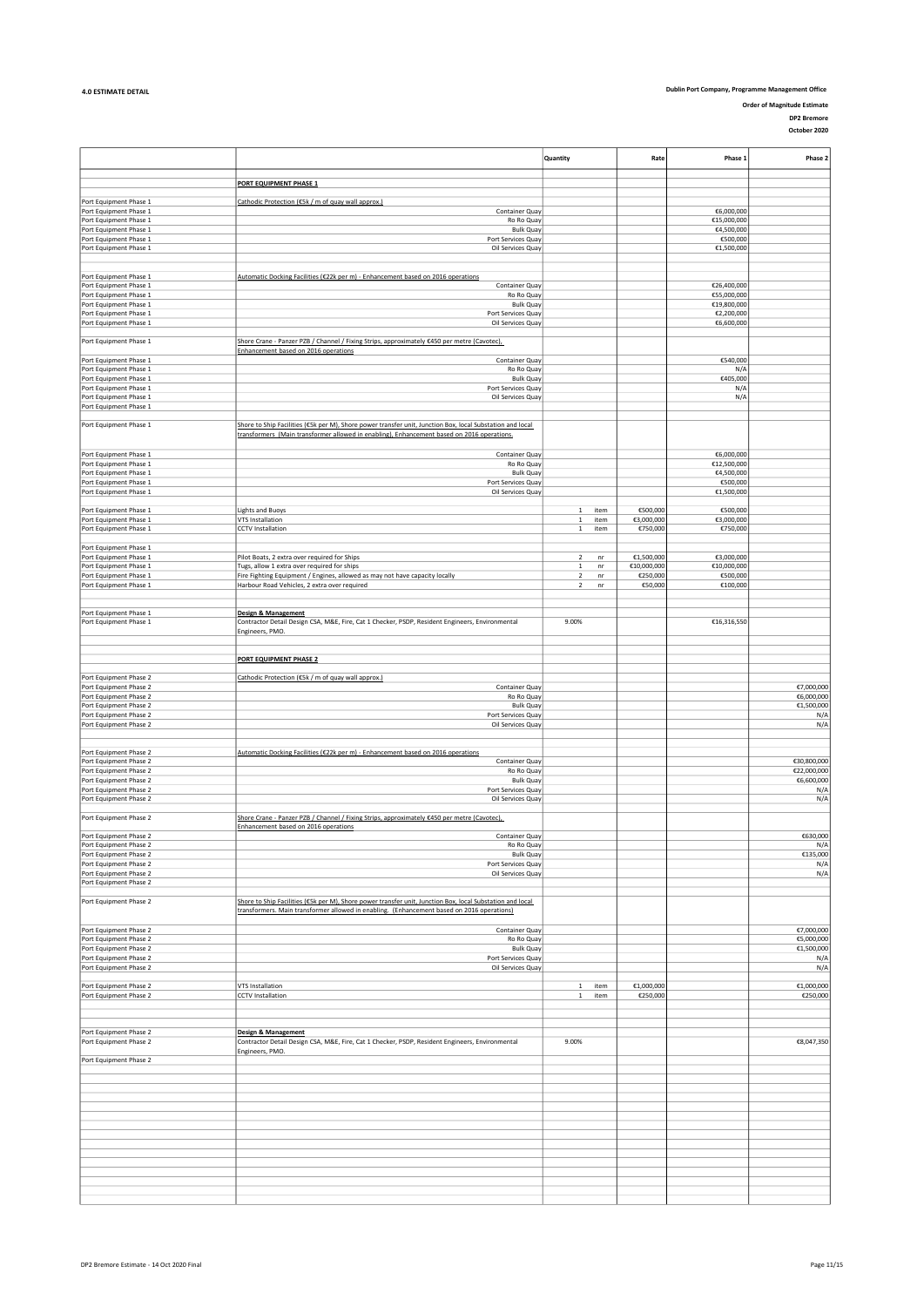**4.0 ESTIMATE DETAIL**

**Dublin Port Company, Programme Management Office**

**Order of Magnitude Estimate**

**DP2 Bremore**

**October 2020**

| | | Quantity | | Rate | Phase 1 | Phase 2 |
|---|---|---|---|---|---|---|
| | **PORT EQUIPMENT PHASE 1** | | | | | |
| Port Equipment Phase 1 | Cathodic Protection (€5k / m of quay wall approx.) | | | | | |
| Port Equipment Phase 1 | Container Quay | | | | €6,000,000 | |
| Port Equipment Phase 1 | Ro Ro Quay | | | | €15,000,000 | |
| Port Equipment Phase 1 | Bulk Quay | | | | €4,500,000 | |
| Port Equipment Phase 1 | Port Services Quay | | | | €500,000 | |
| Port Equipment Phase 1 | Oil Services Quay | | | | €1,500,000 | |
| Port Equipment Phase 1 | Automatic Docking Facilities (€22k per m) - Enhancement based on 2016 operations | | | | | |
| Port Equipment Phase 1 | Container Quay | | | | €26,400,000 | |
| Port Equipment Phase 1 | Ro Ro Quay | | | | €55,000,000 | |
| Port Equipment Phase 1 | Bulk Quay | | | | €19,800,000 | |
| Port Equipment Phase 1 | Port Services Quay | | | | €2,200,000 | |
| Port Equipment Phase 1 | Oil Services Quay | | | | €6,600,000 | |
| Port Equipment Phase 1 | Shore Crane - Panzer PZB / Channel / Fixing Strips, approximately €450 per metre (Cavotec), Enhancement based on 2016 operations | | | | | |
| Port Equipment Phase 1 | Container Quay | | | | €540,000 | |
| Port Equipment Phase 1 | Ro Ro Quay | | | | N/A | |
| Port Equipment Phase 1 | Bulk Quay | | | | €405,000 | |
| Port Equipment Phase 1 | Port Services Quay | | | | N/A | |
| Port Equipment Phase 1 | Oil Services Quay | | | | N/A | |
| Port Equipment Phase 1 | | | | | | |
| Port Equipment Phase 1 | Shore to Ship Facilities (€5k per M), Shore power transfer unit, Junction Box, local Substation and local transformers (Main transformer allowed in enabling), Enhancement based on 2016 operations. | | | | | |
| Port Equipment Phase 1 | Container Quay | | | | €6,000,000 | |
| Port Equipment Phase 1 | Ro Ro Quay | | | | €12,500,000 | |
| Port Equipment Phase 1 | Bulk Quay | | | | €4,500,000 | |
| Port Equipment Phase 1 | Port Services Quay | | | | €500,000 | |
| Port Equipment Phase 1 | Oil Services Quay | | | | €1,500,000 | |
| Port Equipment Phase 1 | Lights and Buoys | 1 | item | €500,000 | €500,000 | |
| Port Equipment Phase 1 | VTS Installation | 1 | item | €3,000,000 | €3,000,000 | |
| Port Equipment Phase 1 | CCTV Installation | 1 | item | €750,000 | €750,000 | |
| Port Equipment Phase 1 | | | | | | |
| Port Equipment Phase 1 | Pilot Boats, 2 extra over required for Ships | 2 | nr | €1,500,000 | €3,000,000 | |
| Port Equipment Phase 1 | Tugs, allow 1 extra over required for ships | 1 | nr | €10,000,000 | €10,000,000 | |
| Port Equipment Phase 1 | Fire Fighting Equipment / Engines, allowed as may not have capacity locally | 2 | nr | €250,000 | €500,000 | |
| Port Equipment Phase 1 | Harbour Road Vehicles, 2 extra over required | 2 | nr | €50,000 | €100,000 | |
| Port Equipment Phase 1 | **Design & Management** | | | | | |
| Port Equipment Phase 1 | Contractor Detail Design CSA, M&E, Fire, Cat 1 Checker, PSDP, Resident Engineers, Environmental Engineers, PMO. | 9.00% | | | €16,316,550 | |
| | **PORT EQUIPMENT PHASE 2** | | | | | |
| Port Equipment Phase 2 | Cathodic Protection (€5k / m of quay wall approx.) | | | | | |
| Port Equipment Phase 2 | Container Quay | | | | | €7,000,000 |
| Port Equipment Phase 2 | Ro Ro Quay | | | | | €6,000,000 |
| Port Equipment Phase 2 | Bulk Quay | | | | | €1,500,000 |
| Port Equipment Phase 2 | Port Services Quay | | | | | N/A |
| Port Equipment Phase 2 | Oil Services Quay | | | | | N/A |
| Port Equipment Phase 2 | Automatic Docking Facilities (€22k per m) - Enhancement based on 2016 operations | | | | | |
| Port Equipment Phase 2 | Container Quay | | | | | €30,800,000 |
| Port Equipment Phase 2 | Ro Ro Quay | | | | | €22,000,000 |
| Port Equipment Phase 2 | Bulk Quay | | | | | €6,600,000 |
| Port Equipment Phase 2 | Port Services Quay | | | | | N/A |
| Port Equipment Phase 2 | Oil Services Quay | | | | | N/A |
| Port Equipment Phase 2 | Shore Crane - Panzer PZB / Channel / Fixing Strips, approximately €450 per metre (Cavotec), Enhancement based on 2016 operations | | | | | |
| Port Equipment Phase 2 | Container Quay | | | | | €630,000 |
| Port Equipment Phase 2 | Ro Ro Quay | | | | | N/A |
| Port Equipment Phase 2 | Bulk Quay | | | | | €135,000 |
| Port Equipment Phase 2 | Port Services Quay | | | | | N/A |
| Port Equipment Phase 2 | Oil Services Quay | | | | | N/A |
| Port Equipment Phase 2 | | | | | | |
| Port Equipment Phase 2 | Shore to Ship Facilities (€5k per M), Shore power transfer unit, Junction Box, local Substation and local transformers. Main transformer allowed in enabling. (Enhancement based on 2016 operations) | | | | | |
| Port Equipment Phase 2 | Container Quay | | | | | €7,000,000 |
| Port Equipment Phase 2 | Ro Ro Quay | | | | | €5,000,000 |
| Port Equipment Phase 2 | Bulk Quay | | | | | €1,500,000 |
| Port Equipment Phase 2 | Port Services Quay | | | | | N/A |
| Port Equipment Phase 2 | Oil Services Quay | | | | | N/A |
| Port Equipment Phase 2 | VTS Installation | 1 | item | €1,000,000 | | €1,000,000 |
| Port Equipment Phase 2 | CCTV Installation | 1 | item | €250,000 | | €250,000 |
| Port Equipment Phase 2 | **Design & Management** | | | | | |
| Port Equipment Phase 2 | Contractor Detail Design CSA, M&E, Fire, Cat 1 Checker, PSDP, Resident Engineers, Environmental Engineers, PMO. | 9.00% | | | | €8,047,350 |
| Port Equipment Phase 2 | | | | | | |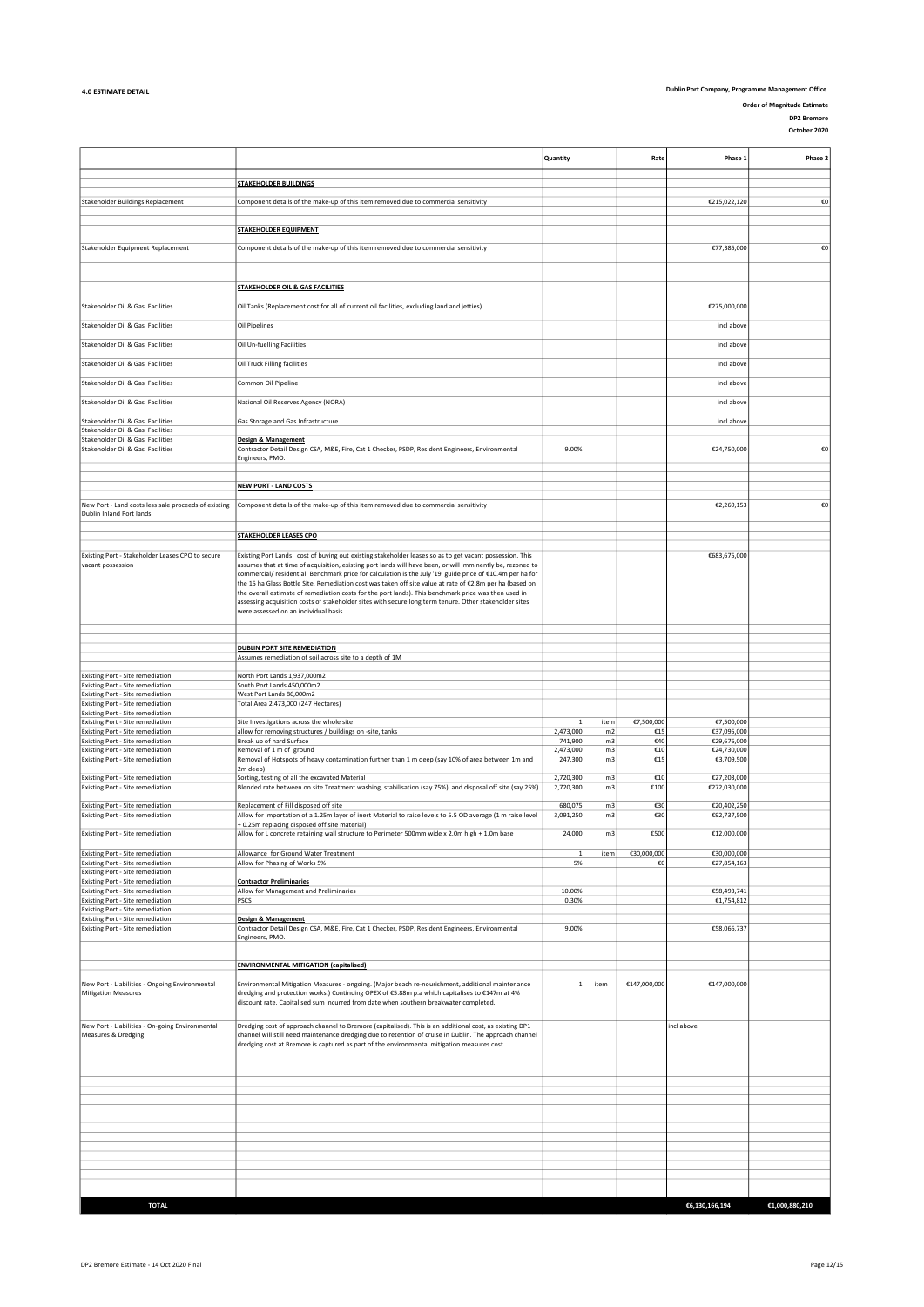## 4.0 ESTIMATE DETAIL

**Dublin Port Company, Programme Management Office**

**Order of Magnitude Estimate**

**DP2 Bremore**

**October 2020**

| | | Quantity | | Rate | Phase 1 | Phase 2 |
|---|---|---|---|---|---|---|
| | **STAKEHOLDER BUILDINGS** | | | | | |
| Stakeholder Buildings Replacement | Component details of the make-up of this item removed due to commercial sensitivity | | | | €215,022,120 | €0 |
| | **STAKEHOLDER EQUIPMENT** | | | | | |
| Stakeholder Equipment Replacement | Component details of the make-up of this item removed due to commercial sensitivity | | | | €77,385,000 | €0 |
| | **STAKEHOLDER OIL & GAS FACILITIES** | | | | | |
| Stakeholder Oil & Gas Facilities | Oil Tanks (Replacement cost for all of current oil facilities, excluding land and jetties) | | | | €275,000,000 | |
| Stakeholder Oil & Gas Facilities | Oil Pipelines | | | | incl above | |
| Stakeholder Oil & Gas Facilities | Oil Un-fuelling Facilities | | | | incl above | |
| Stakeholder Oil & Gas Facilities | Oil Truck Filling facilities | | | | incl above | |
| Stakeholder Oil & Gas Facilities | Common Oil Pipeline | | | | incl above | |
| Stakeholder Oil & Gas Facilities | National Oil Reserves Agency (NORA) | | | | incl above | |
| Stakeholder Oil & Gas Facilities | Gas Storage and Gas Infrastructure | | | | incl above | |
| Stakeholder Oil & Gas Facilities | | | | | | |
| Stakeholder Oil & Gas Facilities | **Design & Management** | | | | | |
| Stakeholder Oil & Gas Facilities | Contractor Detail Design CSA, M&E, Fire, Cat 1 Checker, PSDP, Resident Engineers, Environmental Engineers, PMO. | 9.00% | | | €24,750,000 | €0 |
| | **NEW PORT - LAND COSTS** | | | | | |
| New Port - Land costs less sale proceeds of existing Dublin Inland Port lands | Component details of the make-up of this item removed due to commercial sensitivity | | | | €2,269,153 | €0 |
| | **STAKEHOLDER LEASES CPO** | | | | | |
| Existing Port - Stakeholder Leases CPO to secure vacant possession | Existing Port Lands: cost of buying out existing stakeholder leases so as to get vacant possession. This assumes that at time of acquisition, existing port lands will have been, or will imminently be, rezoned to commercial/ residential. Benchmark price for calculation is the July '19 guide price of €10.4m per ha for the 15 ha Glass Bottle Site. Remediation cost was taken off site value at rate of €2.8m per ha (based on the overall estimate of remediation costs for the port lands). This benchmark price was then used in assessing acquisition costs of stakeholder sites with secure long term tenure. Other stakeholder sites were assessed on an individual basis. | | | | €683,675,000 | |
| | **DUBLIN PORT SITE REMEDIATION** | | | | | |
| | Assumes remediation of soil across site to a depth of 1M | | | | | |
| Existing Port - Site remediation | North Port Lands 1,937,000m2 | | | | | |
| Existing Port - Site remediation | South Port Lands 450,000m2 | | | | | |
| Existing Port - Site remediation | West Port Lands 86,000m2 | | | | | |
| Existing Port - Site remediation | Total Area 2,473,000 (247 Hectares) | | | | | |
| Existing Port - Site remediation | | | | | | |
| Existing Port - Site remediation | Site Investigations across the whole site | 1 | item | €7,500,000 | €7,500,000 | |
| Existing Port - Site remediation | allow for removing structures / buildings on -site, tanks | 2,473,000 | m2 | €15 | €37,095,000 | |
| Existing Port - Site remediation | Break up of hard Surface | 741,900 | m3 | €40 | €29,676,000 | |
| Existing Port - Site remediation | Removal of 1 m of ground | 2,473,000 | m3 | €10 | €24,730,000 | |
| Existing Port - Site remediation | Removal of Hotspots of heavy contamination further than 1 m deep (say 10% of area between 1m and 2m deep) | 247,300 | m3 | €15 | €3,709,500 | |
| Existing Port - Site remediation | Sorting, testing of all the excavated Material | 2,720,300 | m3 | €10 | €27,203,000 | |
| Existing Port - Site remediation | Blended rate between on site Treatment washing, stabilisation (say 75%) and disposal off site (say 25%) | 2,720,300 | m3 | €100 | €272,030,000 | |
| Existing Port - Site remediation | Replacement of Fill disposed off site | 680,075 | m3 | €30 | €20,402,250 | |
| Existing Port - Site remediation | Allow for importation of a 1.25m layer of inert Material to raise levels to 5.5 OD average (1 m raise level + 0.25m replacing disposed off site material) | 3,091,250 | m3 | €30 | €92,737,500 | |
| Existing Port - Site remediation | Allow for L concrete retaining wall structure to Perimeter 500mm wide x 2.0m high + 1.0m base | 24,000 | m3 | €500 | €12,000,000 | |
| Existing Port - Site remediation | Allowance for Ground Water Treatment | 1 | item | €30,000,000 | €30,000,000 | |
| Existing Port - Site remediation | Allow for Phasing of Works 5% | 5% | | €0 | €27,854,163 | |
| Existing Port - Site remediation | | | | | | |
| Existing Port - Site remediation | **Contractor Preliminaries** | | | | | |
| Existing Port - Site remediation | Allow for Management and Preliminaries | 10.00% | | | €58,493,741 | |
| Existing Port - Site remediation | PSCS | 0.30% | | | €1,754,812 | |
| Existing Port - Site remediation | | | | | | |
| Existing Port - Site remediation | **Design & Management** | | | | | |
| Existing Port - Site remediation | Contractor Detail Design CSA, M&E, Fire, Cat 1 Checker, PSDP, Resident Engineers, Environmental Engineers, PMO. | 9.00% | | | €58,066,737 | |
| | **ENVIRONMENTAL MITIGATION (capitalised)** | | | | | |
| New Port - Liabilities - Ongoing Environmental Mitigation Measures | Environmental Mitigation Measures - ongoing. (Major beach re-nourishment, additional maintenance dredging and protection works.) Continuing OPEX of €5.88m p.a which capitalises to €147m at 4% discount rate. Capitalised sum incurred from date when southern breakwater completed. | 1 | item | €147,000,000 | €147,000,000 | |
| New Port - Liabilities - On-going Environmental Measures & Dredging | Dredging cost of approach channel to Bremore (capitalised). This is an additional cost, as existing DP1 channel will still need maintenance dredging due to retention of cruise in Dublin. The approach channel dredging cost at Bremore is captured as part of the environmental mitigation measures cost. | | | | incl above | |
| **TOTAL** | | | | | **€6,130,166,194** | **€1,000,880,210** |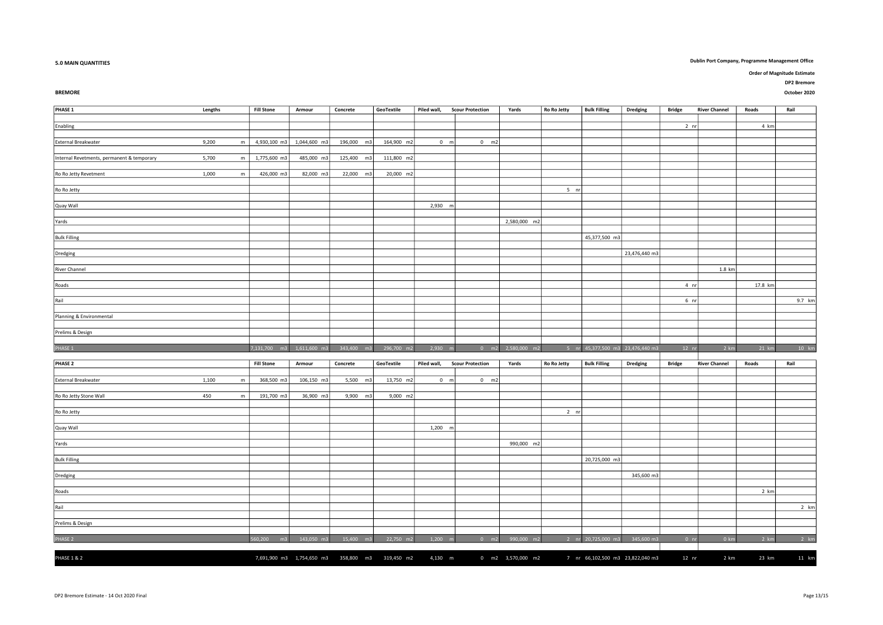**5.0 MAIN QUANTITIES**

**Dublin Port Company, Programme Management Office**

**Order of Magnitude Estimate**

**DP2 Bremore**

**BREMORE**

**October 2020**

| PHASE 1 | Lengths | Fill Stone | Armour | Concrete | GeoTextile | Piled wall, | Scour Protection | Yards | Ro Ro Jetty | Bulk Filling | Dredging | Bridge | River Channel | Roads | Rail |
|---|---|---|---|---|---|---|---|---|---|---|---|---|---|---|---|
| Enabling | | | | | | | | | | | | 2 nr | | 4 km | |
| External Breakwater | 9,200 m | 4,930,100 m3 | 1,044,600 m3 | 196,000 m3 | 164,900 m2 | 0 m | 0 m2 | | | | | | | | |
| Internal Revetments, permanent & temporary | 5,700 m | 1,775,600 m3 | 485,000 m3 | 125,400 m3 | 111,800 m2 | | | | | | | | | | |
| Ro Ro Jetty Revetment | 1,000 m | 426,000 m3 | 82,000 m3 | 22,000 m3 | 20,000 m2 | | | | | | | | | | |
| Ro Ro Jetty | | | | | | | | | 5 nr | | | | | | |
| Quay Wall | | | | | | 2,930 m | | | | | | | | | |
| Yards | | | | | | | | 2,580,000 m2 | | | | | | | |
| Bulk Filling | | | | | | | | | | 45,377,500 m3 | | | | | |
| Dredging | | | | | | | | | | | 23,476,440 m3 | | | | |
| River Channel | | | | | | | | | | | | | 1.8 km | | |
| Roads | | | | | | | | | | | | 4 nr | | 17.8 km | |
| Rail | | | | | | | | | | | | 6 nr | | | 9.7 km |
| Planning & Environmental | | | | | | | | | | | | | | | |
| Prelims & Design | | | | | | | | | | | | | | | |
| PHASE 1 | | 7,131,700 m3 | 1,611,600 m3 | 343,400 m3 | 296,700 m2 | 2,930 m | 0 m2 | 2,580,000 m2 | 5 nr | 45,377,500 m3 | 23,476,440 m3 | 12 nr | 2 km | 21 km | 10 km |

| PHASE 2 | Lengths | Fill Stone | Armour | Concrete | GeoTextile | Piled wall, | Scour Protection | Yards | Ro Ro Jetty | Bulk Filling | Dredging | Bridge | River Channel | Roads | Rail |
|---|---|---|---|---|---|---|---|---|---|---|---|---|---|---|---|
| External Breakwater | 1,100 m | 368,500 m3 | 106,150 m3 | 5,500 m3 | 13,750 m2 | 0 m | 0 m2 | | | | | | | | |
| Ro Ro Jetty Stone Wall | 450 m | 191,700 m3 | 36,900 m3 | 9,900 m3 | 9,000 m2 | | | | | | | | | | |
| Ro Ro Jetty | | | | | | | | | 2 nr | | | | | | |
| Quay Wall | | | | | | 1,200 m | | | | | | | | | |
| Yards | | | | | | | | 990,000 m2 | | | | | | | |
| Bulk Filling | | | | | | | | | | 20,725,000 m3 | | | | | |
| Dredging | | | | | | | | | | | 345,600 m3 | | | | |
| Roads | | | | | | | | | | | | | | 2 km | |
| Rail | | | | | | | | | | | | | | | 2 km |
| Prelims & Design | | | | | | | | | | | | | | | |
| PHASE 2 | | 560,200 m3 | 143,050 m3 | 15,400 m3 | 22,750 m2 | 1,200 m | 0 m2 | 990,000 m2 | 2 nr | 20,725,000 m3 | 345,600 m3 | 0 nr | 0 km | 2 km | 2 km |
| PHASE 1 & 2 | | 7,691,900 m3 | 1,754,650 m3 | 358,800 m3 | 319,450 m2 | 4,130 m | 0 m2 | 3,570,000 m2 | 7 nr | 66,102,500 m3 | 23,822,040 m3 | 12 nr | 2 km | 23 km | 11 km |

DP2 Bremore Estimate - 14 Oct 2020 Final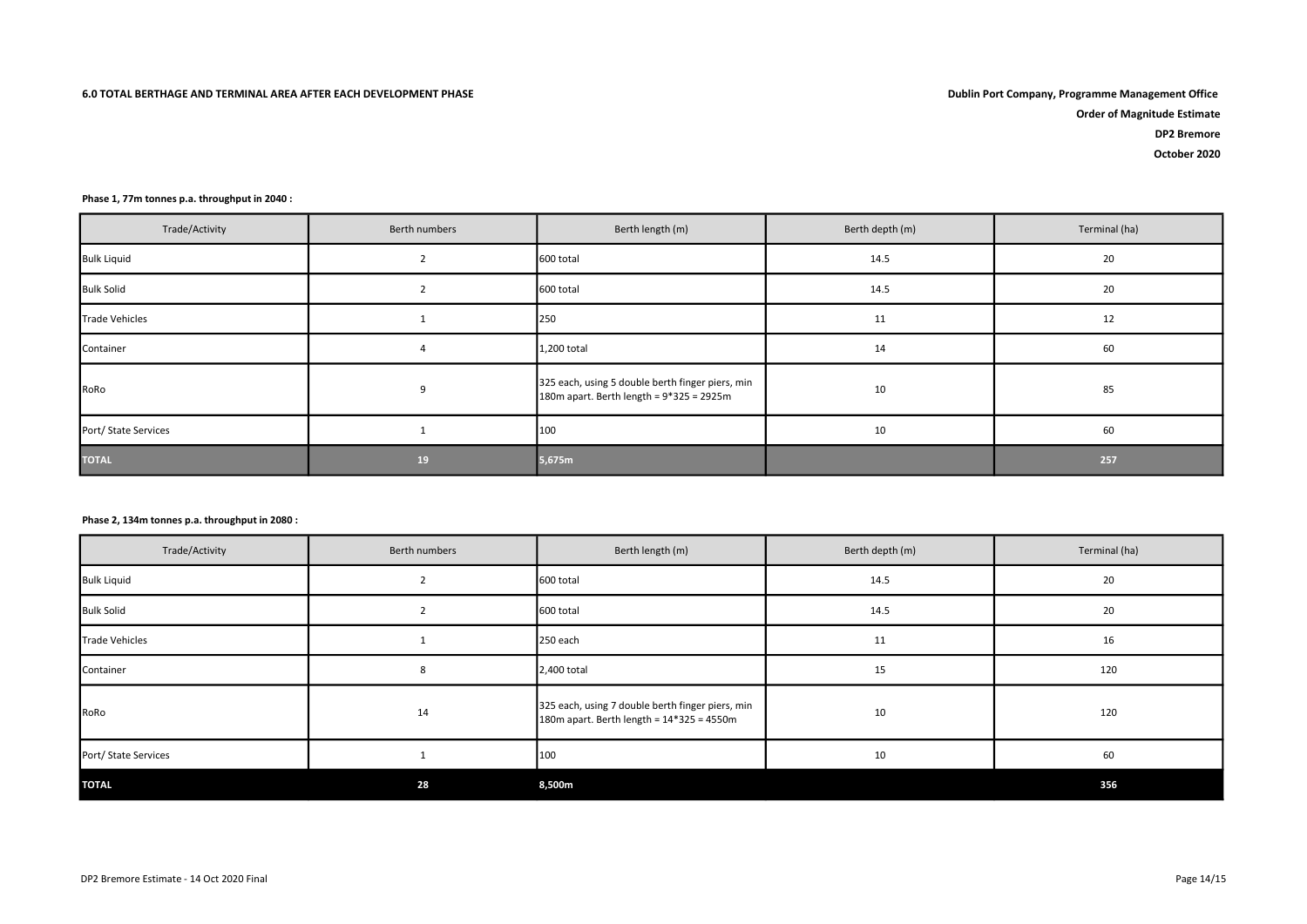## 6.0 TOTAL BERTHAGE AND TERMINAL AREA AFTER EACH DEVELOPMENT PHASE

**Dublin Port Company, Programme Management Office**
**Order of Magnitude Estimate**
**DP2 Bremore**
**October 2020**

**Phase 1, 77m tonnes p.a. throughput in 2040 :**

| Trade/Activity | Berth numbers | Berth length (m) | Berth depth (m) | Terminal (ha) |
|---|---|---|---|---|
| Bulk Liquid | 2 | 600 total | 14.5 | 20 |
| Bulk Solid | 2 | 600 total | 14.5 | 20 |
| Trade Vehicles | 1 | 250 | 11 | 12 |
| Container | 4 | 1,200 total | 14 | 60 |
| RoRo | 9 | 325 each, using 5 double berth finger piers, min 180m apart. Berth length = 9*325 = 2925m | 10 | 85 |
| Port/ State Services | 1 | 100 | 10 | 60 |
| **TOTAL** | **19** | **5,675m** | | **257** |

**Phase 2, 134m tonnes p.a. throughput in 2080 :**

| Trade/Activity | Berth numbers | Berth length (m) | Berth depth (m) | Terminal (ha) |
|---|---|---|---|---|
| Bulk Liquid | 2 | 600 total | 14.5 | 20 |
| Bulk Solid | 2 | 600 total | 14.5 | 20 |
| Trade Vehicles | 1 | 250 each | 11 | 16 |
| Container | 8 | 2,400 total | 15 | 120 |
| RoRo | 14 | 325 each, using 7 double berth finger piers, min 180m apart. Berth length = 14*325 = 4550m | 10 | 120 |
| Port/ State Services | 1 | 100 | 10 | 60 |
| **TOTAL** | **28** | **8,500m** | | **356** |

DP2 Bremore Estimate - 14 Oct 2020 Final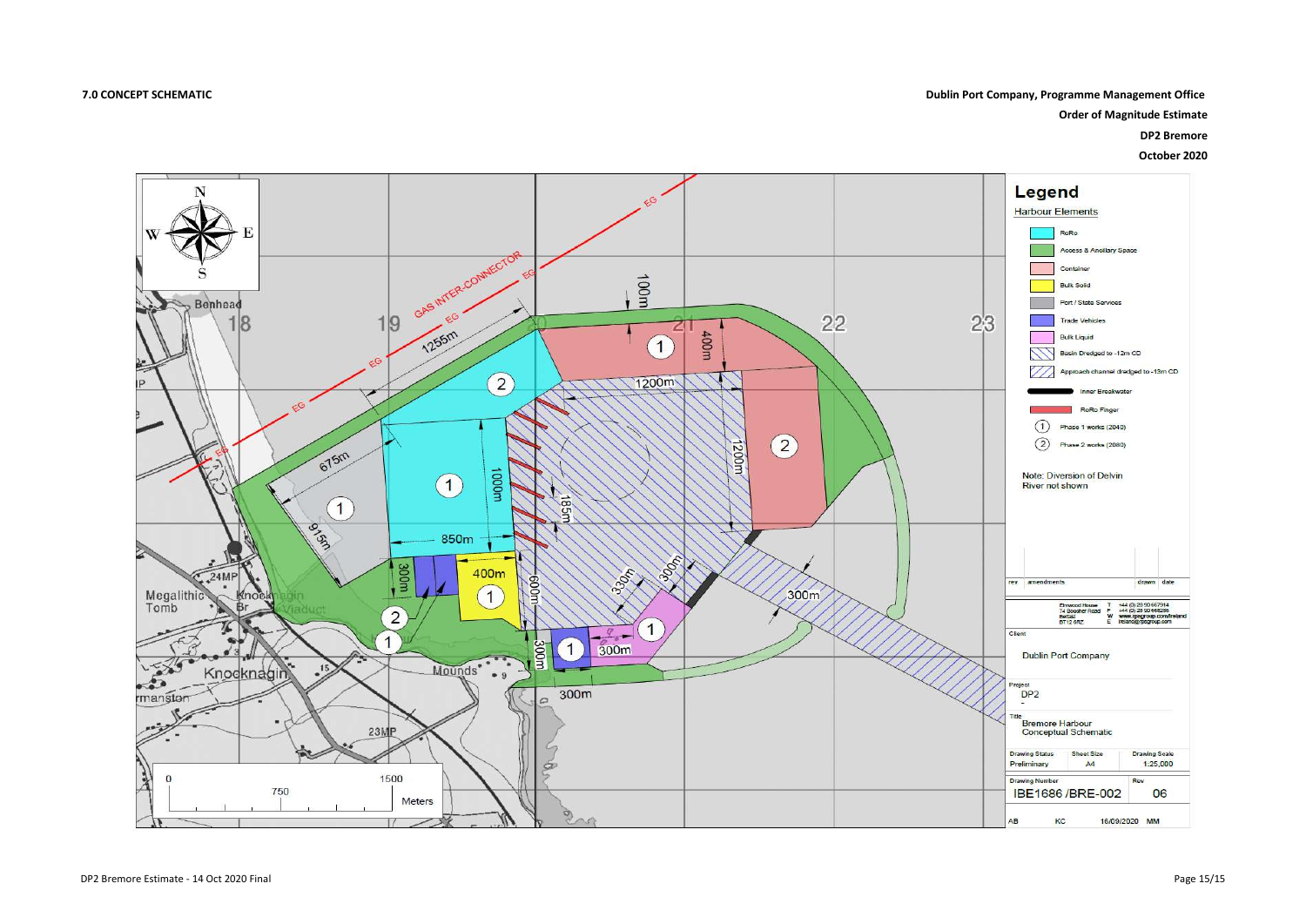**7.0 CONCEPT SCHEMATIC**

**Dublin Port Company, Programme Management Office**

**Order of Magnitude Estimate**

**DP2 Bremore**

**October 2020**

N
W
E
S

Benhead

18

19

20

21

22

23

GAS INTER-CONNECTOR

EG

1255m

100m

400m

1200m

1200m

675m

915m

1000m

850m

185m

300m

400m

600m

330m

300m

300m

300m

300m

300m

Megalithic Tomb

Knocknagin Br

Viaduct

Knocknagin

Mounds

rmanston

24MP

23MP

0

750

1500

Meters

## Legend

Harbour Elements

RoRo

Access & Ancillary Space

Container

Bulk Solid

Port / State Services

Trade Vehicles

Bulk Liquid

Basin Dredged to -12m CD

Approach channel dredged to -13m CD

Inner Breakwater

RoRo Finger

① Phase 1 works (2040)

② Phase 2 works (2080)

Note: Diversion of Delvin River not shown

| rev | amendments | drawn | date |
|---|---|---|---|

Elmwood House
74 Boucher Road
Belfast
BT12 6RZ

Client
Dublin Port Company

Project
DP2

Title
Bremore Harbour
Conceptual Schematic

| Drawing Status | Sheet Size | Drawing Scale |
|---|---|---|
| Preliminary | A4 | 1:25,000 |

| Drawing Number | Rev |
|---|---|
| IBE1686 /BRE-002 | 06 |

AB KC 16/09/2020 MM

DP2 Bremore Estimate - 14 Oct 2020 Final